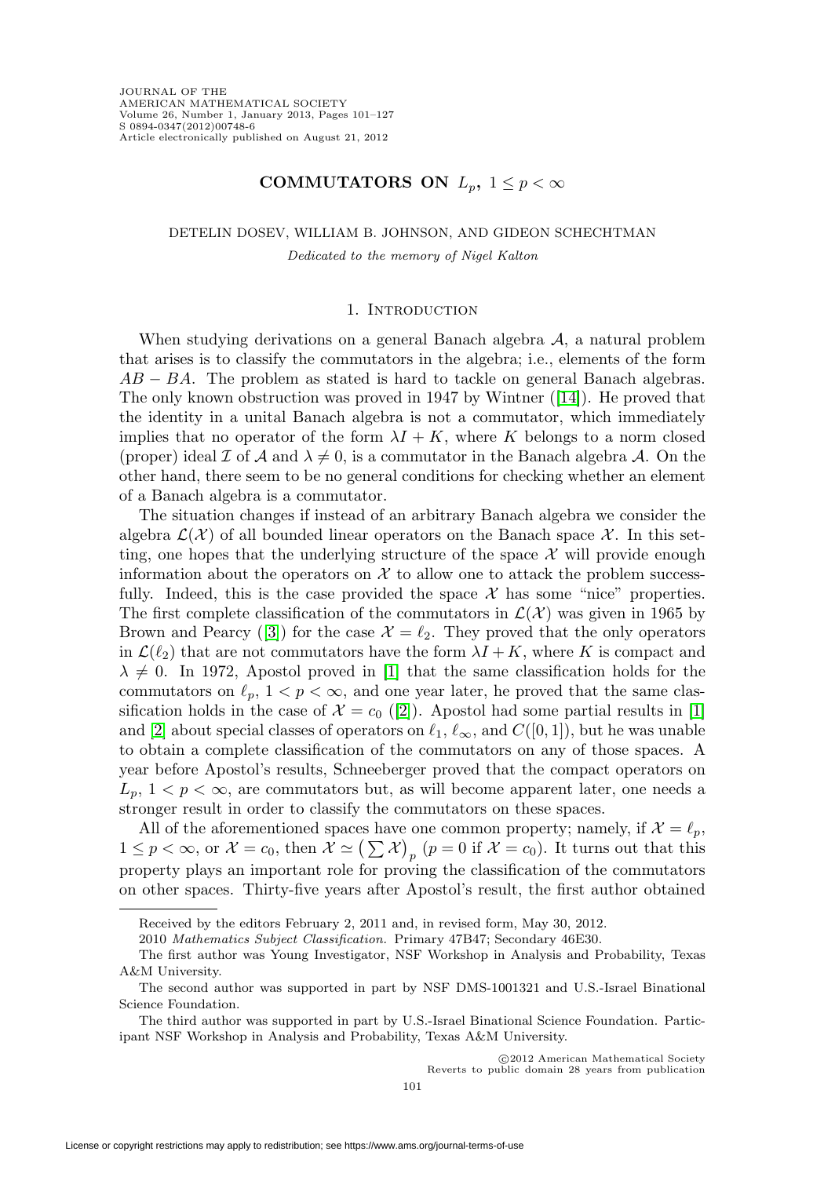# COMMUTATORS ON $L_p$, $1 \leq p < \infty$

DETELIN DOSEV, WILLIAM B. JOHNSON, AND GIDEON SCHECHTMAN

*Dedicated to the memory of Nigel Kalton*

## 1. Introduction

When studying derivations on a general Banach algebra $\mathcal{A}$, a natural problem that arises is to classify the commutators in the algebra; i.e., elements of the form $AB - BA$. The problem as stated is hard to tackle on general Banach algebras. The only known obstruction was proved in 1947 by Wintner ([14]). He proved that the identity in a unital Banach algebra is not a commutator, which immediately implies that no operator of the form $\lambda I + K$, where $K$ belongs to a norm closed (proper) ideal $\mathcal{I}$ of $\mathcal{A}$ and $\lambda \neq 0$, is a commutator in the Banach algebra $\mathcal{A}$. On the other hand, there seem to be no general conditions for checking whether an element of a Banach algebra is a commutator.

The situation changes if instead of an arbitrary Banach algebra we consider the algebra $\mathcal{L}(\mathcal{X})$ of all bounded linear operators on the Banach space $\mathcal{X}$. In this setting, one hopes that the underlying structure of the space $\mathcal{X}$ will provide enough information about the operators on $\mathcal{X}$ to allow one to attack the problem successfully. Indeed, this is the case provided the space $\mathcal{X}$ has some "nice" properties. The first complete classification of the commutators in $\mathcal{L}(\mathcal{X})$ was given in 1965 by Brown and Pearcy ([3]) for the case $\mathcal{X} = \ell_2$. They proved that the only operators in $\mathcal{L}(\ell_2)$ that are not commutators have the form $\lambda I + K$, where $K$ is compact and $\lambda \neq 0$. In 1972, Apostol proved in [1] that the same classification holds for the commutators on $\ell_p$, $1 < p < \infty$, and one year later, he proved that the same classification holds in the case of $\mathcal{X} = c_0$ ([2]). Apostol had some partial results in [1] and [2] about special classes of operators on $\ell_1$, $\ell_\infty$, and $C([0,1])$, but he was unable to obtain a complete classification of the commutators on any of those spaces. A year before Apostol's results, Schneeberger proved that the compact operators on $L_p$, $1 < p < \infty$, are commutators but, as will become apparent later, one needs a stronger result in order to classify the commutators on these spaces.

All of the aforementioned spaces have one common property; namely, if $\mathcal{X} = \ell_p$, $1 \leq p < \infty$, or $\mathcal{X} = c_0$, then $\mathcal{X} \simeq \left(\sum \mathcal{X}\right)_p$ ($p = 0$ if $\mathcal{X} = c_0$). It turns out that this property plays an important role for proving the classification of the commutators on other spaces. Thirty-five years after Apostol's result, the first author obtained

---

Received by the editors February 2, 2011 and, in revised form, May 30, 2012.

2010 *Mathematics Subject Classification.* Primary 47B47; Secondary 46E30.

The first author was Young Investigator, NSF Workshop in Analysis and Probability, Texas A&M University.

The second author was supported in part by NSF DMS-1001321 and U.S.-Israel Binational Science Foundation.

The third author was supported in part by U.S.-Israel Binational Science Foundation. Participant NSF Workshop in Analysis and Probability, Texas A&M University.

©2012 American Mathematical Society
Reverts to public domain 28 years from publication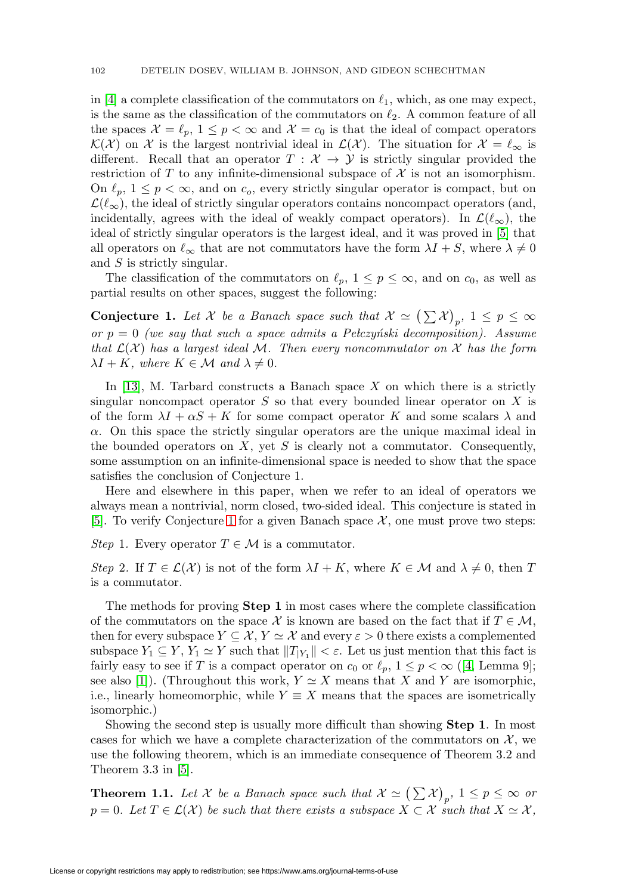in [4] a complete classification of the commutators on $\ell_1$, which, as one may expect, is the same as the classification of the commutators on $\ell_2$. A common feature of all the spaces $\mathcal{X} = \ell_p$, $1 \le p < \infty$ and $\mathcal{X} = c_0$ is that the ideal of compact operators $\mathcal{K}(\mathcal{X})$ on $\mathcal{X}$ is the largest nontrivial ideal in $\mathcal{L}(\mathcal{X})$. The situation for $\mathcal{X} = \ell_\infty$ is different. Recall that an operator $T : \mathcal{X} \to \mathcal{Y}$ is strictly singular provided the restriction of $T$ to any infinite-dimensional subspace of $\mathcal{X}$ is not an isomorphism. On $\ell_p$, $1 \le p < \infty$, and on $c_o$, every strictly singular operator is compact, but on $\mathcal{L}(\ell_\infty)$, the ideal of strictly singular operators contains noncompact operators (and, incidentally, agrees with the ideal of weakly compact operators). In $\mathcal{L}(\ell_\infty)$, the ideal of strictly singular operators is the largest ideal, and it was proved in [5] that all operators on $\ell_\infty$ that are not commutators have the form $\lambda I + S$, where $\lambda \neq 0$ and $S$ is strictly singular.

The classification of the commutators on $\ell_p$, $1 \le p \le \infty$, and on $c_0$, as well as partial results on other spaces, suggest the following:

**Conjecture 1.** *Let $\mathcal{X}$ be a Banach space such that $\mathcal{X} \simeq \left(\sum \mathcal{X}\right)_p$, $1 \le p \le \infty$ or $p = 0$ (we say that such a space admits a Pełczyński decomposition). Assume that $\mathcal{L}(\mathcal{X})$ has a largest ideal $\mathcal{M}$. Then every noncommutator on $\mathcal{X}$ has the form $\lambda I + K$, where $K \in \mathcal{M}$ and $\lambda \neq 0$.*

In [13], M. Tarbard constructs a Banach space $X$ on which there is a strictly singular noncompact operator $S$ so that every bounded linear operator on $X$ is of the form $\lambda I + \alpha S + K$ for some compact operator $K$ and some scalars $\lambda$ and $\alpha$. On this space the strictly singular operators are the unique maximal ideal in the bounded operators on $X$, yet $S$ is clearly not a commutator. Consequently, some assumption on an infinite-dimensional space is needed to show that the space satisfies the conclusion of Conjecture 1.

Here and elsewhere in this paper, when we refer to an ideal of operators we always mean a nontrivial, norm closed, two-sided ideal. This conjecture is stated in [5]. To verify Conjecture 1 for a given Banach space $\mathcal{X}$, one must prove two steps:

*Step* 1. Every operator $T \in \mathcal{M}$ is a commutator.

*Step* 2. If $T \in \mathcal{L}(\mathcal{X})$ is not of the form $\lambda I + K$, where $K \in \mathcal{M}$ and $\lambda \neq 0$, then $T$ is a commutator.

The methods for proving **Step 1** in most cases where the complete classification of the commutators on the space $\mathcal{X}$ is known are based on the fact that if $T \in \mathcal{M}$, then for every subspace $Y \subseteq \mathcal{X}$, $Y \simeq \mathcal{X}$ and every $\varepsilon > 0$ there exists a complemented subspace $Y_1 \subseteq Y$, $Y_1 \simeq Y$ such that $\|T_{|Y_1}\| < \varepsilon$. Let us just mention that this fact is fairly easy to see if $T$ is a compact operator on $c_0$ or $\ell_p$, $1 \le p < \infty$ ([4, Lemma 9]; see also [1]). (Throughout this work, $Y \simeq X$ means that $X$ and $Y$ are isomorphic, i.e., linearly homeomorphic, while $Y \equiv X$ means that the spaces are isometrically isomorphic.)

Showing the second step is usually more difficult than showing **Step 1**. In most cases for which we have a complete characterization of the commutators on $\mathcal{X}$, we use the following theorem, which is an immediate consequence of Theorem 3.2 and Theorem 3.3 in [5].

**Theorem 1.1.** *Let $\mathcal{X}$ be a Banach space such that $\mathcal{X} \simeq \left(\sum \mathcal{X}\right)_p$, $1 \le p \le \infty$ or $p = 0$. Let $T \in \mathcal{L}(\mathcal{X})$ be such that there exists a subspace $X \subset \mathcal{X}$ such that $X \simeq \mathcal{X}$,*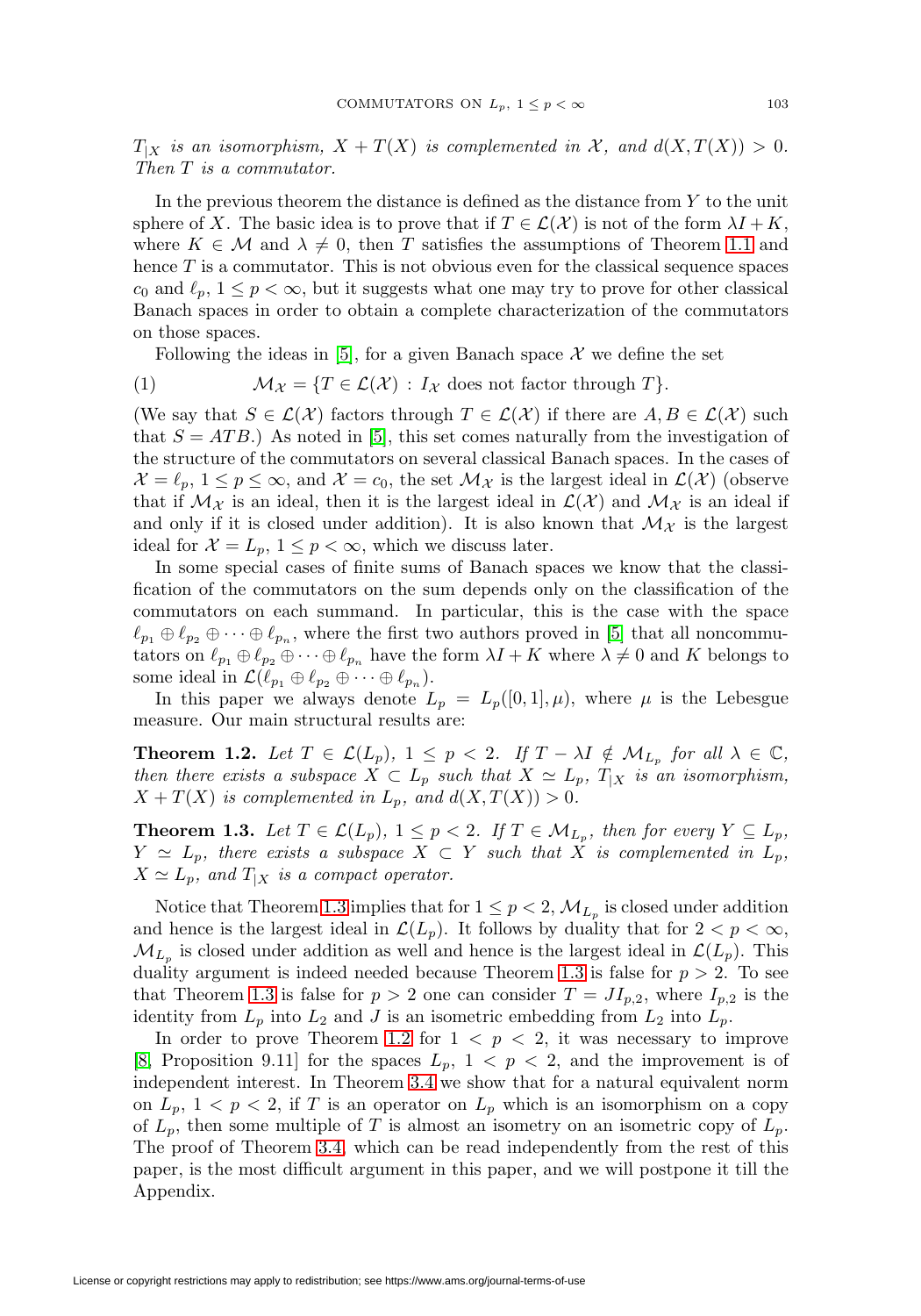$T_{|X}$ *is an isomorphism,* $X + T(X)$ *is complemented in* $\mathcal{X}$*, and* $d(X, T(X)) > 0$*. Then* $T$ *is a commutator.*

In the previous theorem the distance is defined as the distance from $Y$ to the unit sphere of $X$. The basic idea is to prove that if $T \in \mathcal{L}(\mathcal{X})$ is not of the form $\lambda I + K$, where $K \in \mathcal{M}$ and $\lambda \neq 0$, then $T$ satisfies the assumptions of Theorem 1.1 and hence $T$ is a commutator. This is not obvious even for the classical sequence spaces $c_0$ and $\ell_p$, $1 \leq p < \infty$, but it suggests what one may try to prove for other classical Banach spaces in order to obtain a complete characterization of the commutators on those spaces.

Following the ideas in [5], for a given Banach space $\mathcal{X}$ we define the set

$$\mathcal{M}_{\mathcal{X}} = \{T \in \mathcal{L}(\mathcal{X}) : I_{\mathcal{X}} \text{ does not factor through } T\}. \tag{1}$$

(We say that $S \in \mathcal{L}(\mathcal{X})$ factors through $T \in \mathcal{L}(\mathcal{X})$ if there are $A, B \in \mathcal{L}(\mathcal{X})$ such that $S = ATB$.) As noted in [5], this set comes naturally from the investigation of the structure of the commutators on several classical Banach spaces. In the cases of $\mathcal{X} = \ell_p$, $1 \leq p \leq \infty$, and $\mathcal{X} = c_0$, the set $\mathcal{M}_{\mathcal{X}}$ is the largest ideal in $\mathcal{L}(\mathcal{X})$ (observe that if $\mathcal{M}_{\mathcal{X}}$ is an ideal, then it is the largest ideal in $\mathcal{L}(\mathcal{X})$ and $\mathcal{M}_{\mathcal{X}}$ is an ideal if and only if it is closed under addition). It is also known that $\mathcal{M}_{\mathcal{X}}$ is the largest ideal for $\mathcal{X} = L_p$, $1 \leq p < \infty$, which we discuss later.

In some special cases of finite sums of Banach spaces we know that the classification of the commutators on the sum depends only on the classification of the commutators on each summand. In particular, this is the case with the space $\ell_{p_1} \oplus \ell_{p_2} \oplus \cdots \oplus \ell_{p_n}$, where the first two authors proved in [5] that all noncommutators on $\ell_{p_1} \oplus \ell_{p_2} \oplus \cdots \oplus \ell_{p_n}$ have the form $\lambda I + K$ where $\lambda \neq 0$ and $K$ belongs to some ideal in $\mathcal{L}(\ell_{p_1} \oplus \ell_{p_2} \oplus \cdots \oplus \ell_{p_n})$.

In this paper we always denote $L_p = L_p([0,1], \mu)$, where $\mu$ is the Lebesgue measure. Our main structural results are:

**Theorem 1.2.** *Let* $T \in \mathcal{L}(L_p)$, $1 \leq p < 2$*. If* $T - \lambda I \notin \mathcal{M}_{L_p}$ *for all* $\lambda \in \mathbb{C}$*, then there exists a subspace* $X \subset L_p$ *such that* $X \simeq L_p$*,* $T_{|X}$ *is an isomorphism,* $X + T(X)$ *is complemented in* $L_p$*, and* $d(X, T(X)) > 0$*.*

**Theorem 1.3.** *Let* $T \in \mathcal{L}(L_p)$, $1 \leq p < 2$*. If* $T \in \mathcal{M}_{L_p}$*, then for every* $Y \subseteq L_p$*,* $Y \simeq L_p$*, there exists a subspace* $X \subset Y$ *such that* $X$ *is complemented in* $L_p$*,* $X \simeq L_p$*, and* $T_{|X}$ *is a compact operator.*

Notice that Theorem 1.3 implies that for $1 \leq p < 2$, $\mathcal{M}_{L_p}$ is closed under addition and hence is the largest ideal in $\mathcal{L}(L_p)$. It follows by duality that for $2 < p < \infty$, $\mathcal{M}_{L_p}$ is closed under addition as well and hence is the largest ideal in $\mathcal{L}(L_p)$. This duality argument is indeed needed because Theorem 1.3 is false for $p > 2$. To see that Theorem 1.3 is false for $p > 2$ one can consider $T = JI_{p,2}$, where $I_{p,2}$ is the identity from $L_p$ into $L_2$ and $J$ is an isometric embedding from $L_2$ into $L_p$.

In order to prove Theorem 1.2 for $1 < p < 2$, it was necessary to improve [8, Proposition 9.11] for the spaces $L_p$, $1 < p < 2$, and the improvement is of independent interest. In Theorem 3.4 we show that for a natural equivalent norm on $L_p$, $1 < p < 2$, if $T$ is an operator on $L_p$ which is an isomorphism on a copy of $L_p$, then some multiple of $T$ is almost an isometry on an isometric copy of $L_p$. The proof of Theorem 3.4, which can be read independently from the rest of this paper, is the most difficult argument in this paper, and we will postpone it till the Appendix.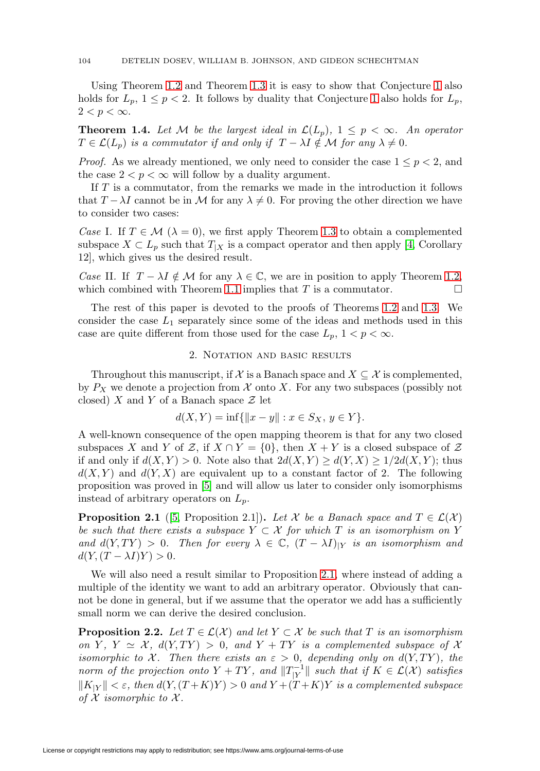Using Theorem 1.2 and Theorem 1.3 it is easy to show that Conjecture 1 also holds for $L_p$, $1 \le p < 2$. It follows by duality that Conjecture 1 also holds for $L_p$, $2 < p < \infty$.

**Theorem 1.4.** *Let $\mathcal{M}$ be the largest ideal in $\mathcal{L}(L_p)$, $1 \le p < \infty$. An operator $T \in \mathcal{L}(L_p)$ is a commutator if and only if $T - \lambda I \notin \mathcal{M}$ for any $\lambda \neq 0$.*

*Proof.* As we already mentioned, we only need to consider the case $1 \le p < 2$, and the case $2 < p < \infty$ will follow by a duality argument.

If $T$ is a commutator, from the remarks we made in the introduction it follows that $T - \lambda I$ cannot be in $\mathcal{M}$ for any $\lambda \neq 0$. For proving the other direction we have to consider two cases:

*Case* I. If $T \in \mathcal{M}$ ($\lambda = 0$), we first apply Theorem 1.3 to obtain a complemented subspace $X \subset L_p$ such that $T_{|X}$ is a compact operator and then apply [4, Corollary 12], which gives us the desired result.

*Case* II. If $T - \lambda I \notin \mathcal{M}$ for any $\lambda \in \mathbb{C}$, we are in position to apply Theorem 1.2, which combined with Theorem 1.1 implies that $T$ is a commutator. □

The rest of this paper is devoted to the proofs of Theorems 1.2 and 1.3. We consider the case $L_1$ separately since some of the ideas and methods used in this case are quite different from those used for the case $L_p$, $1 < p < \infty$.

## 2. Notation and basic results

Throughout this manuscript, if $\mathcal{X}$ is a Banach space and $X \subseteq \mathcal{X}$ is complemented, by $P_X$ we denote a projection from $\mathcal{X}$ onto $X$. For any two subspaces (possibly not closed) $X$ and $Y$ of a Banach space $\mathcal{Z}$ let

$$d(X, Y) = \inf\{\|x - y\| : x \in S_X,\, y \in Y\}.$$

A well-known consequence of the open mapping theorem is that for any two closed subspaces $X$ and $Y$ of $\mathcal{Z}$, if $X \cap Y = \{0\}$, then $X + Y$ is a closed subspace of $\mathcal{Z}$ if and only if $d(X, Y) > 0$. Note also that $2d(X, Y) \ge d(Y, X) \ge 1/2 d(X, Y)$; thus $d(X, Y)$ and $d(Y, X)$ are equivalent up to a constant factor of 2. The following proposition was proved in [5] and will allow us later to consider only isomorphisms instead of arbitrary operators on $L_p$.

**Proposition 2.1** ([5, Proposition 2.1])**.** *Let $\mathcal{X}$ be a Banach space and $T \in \mathcal{L}(\mathcal{X})$ be such that there exists a subspace $Y \subset \mathcal{X}$ for which $T$ is an isomorphism on $Y$ and $d(Y, TY) > 0$. Then for every $\lambda \in \mathbb{C}$, $(T - \lambda I)_{|Y}$ is an isomorphism and $d(Y, (T - \lambda I)Y) > 0$.*

We will also need a result similar to Proposition 2.1, where instead of adding a multiple of the identity we want to add an arbitrary operator. Obviously that cannot be done in general, but if we assume that the operator we add has a sufficiently small norm we can derive the desired conclusion.

**Proposition 2.2.** *Let $T \in \mathcal{L}(\mathcal{X})$ and let $Y \subset \mathcal{X}$ be such that $T$ is an isomorphism on $Y$, $Y \simeq \mathcal{X}$, $d(Y, TY) > 0$, and $Y + TY$ is a complemented subspace of $\mathcal{X}$ isomorphic to $\mathcal{X}$. Then there exists an $\varepsilon > 0$, depending only on $d(Y, TY)$, the norm of the projection onto $Y + TY$, and $\|T_{|Y}^{-1}\|$ such that if $K \in \mathcal{L}(\mathcal{X})$ satisfies $\|K_{|Y}\| < \varepsilon$, then $d(Y, (T + K)Y) > 0$ and $Y + (T + K)Y$ is a complemented subspace of $\mathcal{X}$ isomorphic to $\mathcal{X}$.*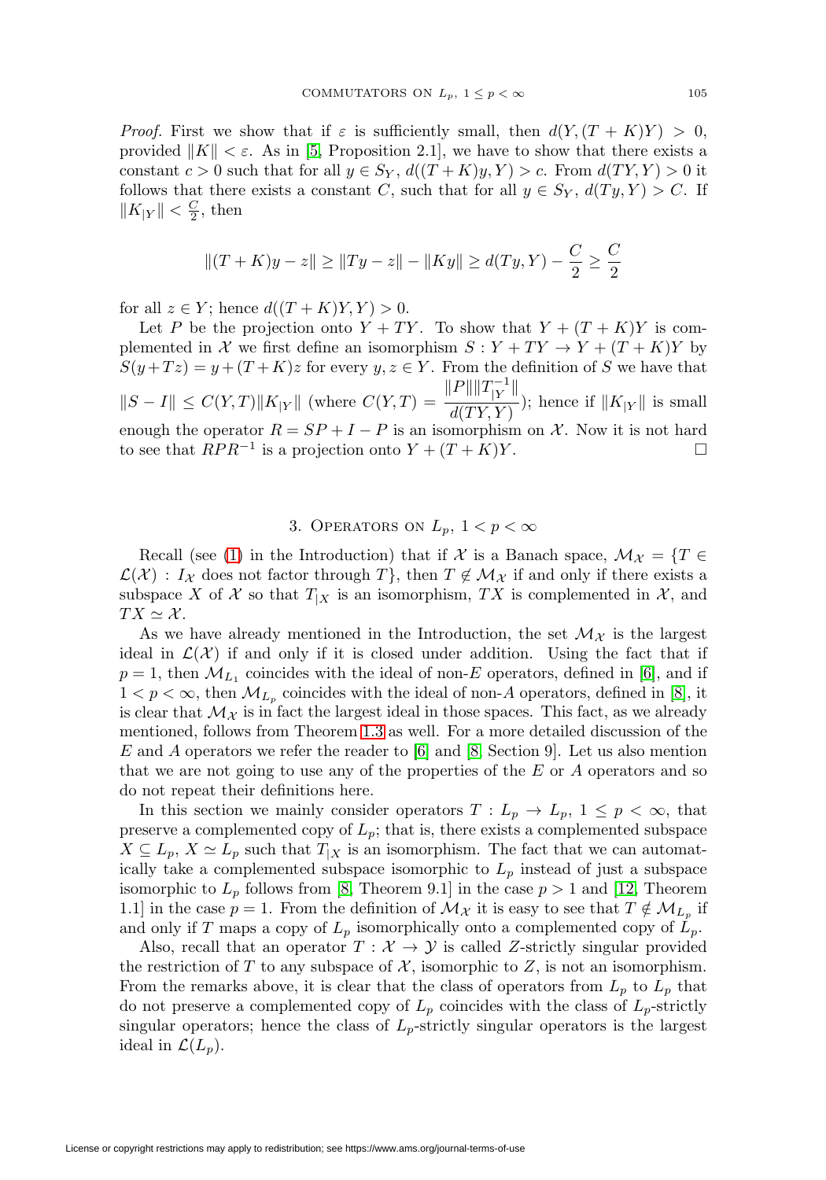*Proof.* First we show that if $\varepsilon$ is sufficiently small, then $d(Y,(T+K)Y) > 0$, provided $\|K\| < \varepsilon$. As in [5, Proposition 2.1], we have to show that there exists a constant $c > 0$ such that for all $y \in S_Y$, $d((T+K)y, Y) > c$. From $d(TY, Y) > 0$ it follows that there exists a constant $C$, such that for all $y \in S_Y$, $d(Ty, Y) > C$. If $\|K_{|Y}\| < \frac{C}{2}$, then

$$\|(T+K)y - z\| \geq \|Ty - z\| - \|Ky\| \geq d(Ty, Y) - \frac{C}{2} \geq \frac{C}{2}$$

for all $z \in Y$; hence $d((T+K)Y, Y) > 0$.

Let $P$ be the projection onto $Y + TY$. To show that $Y + (T+K)Y$ is complemented in $\mathcal{X}$ we first define an isomorphism $S : Y + TY \to Y + (T+K)Y$ by $S(y + Tz) = y + (T+K)z$ for every $y, z \in Y$. From the definition of $S$ we have that $\|S - I\| \leq C(Y,T)\|K_{|Y}\|$ (where $C(Y,T) = \dfrac{\|P\|\|T_{|Y}^{-1}\|}{d(TY,Y)}$); hence if $\|K_{|Y}\|$ is small enough the operator $R = SP + I - P$ is an isomorphism on $\mathcal{X}$. Now it is not hard to see that $RPR^{-1}$ is a projection onto $Y + (T+K)Y$. $\square$

## 3. Operators on $L_p$, $1 < p < \infty$

Recall (see (1) in the Introduction) that if $\mathcal{X}$ is a Banach space, $\mathcal{M}_{\mathcal{X}} = \{T \in \mathcal{L}(\mathcal{X}) : I_{\mathcal{X}}$ does not factor through $T\}$, then $T \notin \mathcal{M}_{\mathcal{X}}$ if and only if there exists a subspace $X$ of $\mathcal{X}$ so that $T_{|X}$ is an isomorphism, $TX$ is complemented in $\mathcal{X}$, and $TX \simeq \mathcal{X}$.

As we have already mentioned in the Introduction, the set $\mathcal{M}_{\mathcal{X}}$ is the largest ideal in $\mathcal{L}(\mathcal{X})$ if and only if it is closed under addition. Using the fact that if $p = 1$, then $\mathcal{M}_{L_1}$ coincides with the ideal of non-$E$ operators, defined in [6], and if $1 < p < \infty$, then $\mathcal{M}_{L_p}$ coincides with the ideal of non-$A$ operators, defined in [8], it is clear that $\mathcal{M}_{\mathcal{X}}$ is in fact the largest ideal in those spaces. This fact, as we already mentioned, follows from Theorem 1.3 as well. For a more detailed discussion of the $E$ and $A$ operators we refer the reader to [6] and [8, Section 9]. Let us also mention that we are not going to use any of the properties of the $E$ or $A$ operators and so do not repeat their definitions here.

In this section we mainly consider operators $T : L_p \to L_p$, $1 \leq p < \infty$, that preserve a complemented copy of $L_p$; that is, there exists a complemented subspace $X \subseteq L_p$, $X \simeq L_p$ such that $T_{|X}$ is an isomorphism. The fact that we can automatically take a complemented subspace isomorphic to $L_p$ instead of just a subspace isomorphic to $L_p$ follows from [8, Theorem 9.1] in the case $p > 1$ and [12, Theorem 1.1] in the case $p = 1$. From the definition of $\mathcal{M}_{\mathcal{X}}$ it is easy to see that $T \notin \mathcal{M}_{L_p}$ if and only if $T$ maps a copy of $L_p$ isomorphically onto a complemented copy of $L_p$.

Also, recall that an operator $T : \mathcal{X} \to \mathcal{Y}$ is called $Z$-strictly singular provided the restriction of $T$ to any subspace of $\mathcal{X}$, isomorphic to $Z$, is not an isomorphism. From the remarks above, it is clear that the class of operators from $L_p$ to $L_p$ that do not preserve a complemented copy of $L_p$ coincides with the class of $L_p$-strictly singular operators; hence the class of $L_p$-strictly singular operators is the largest ideal in $\mathcal{L}(L_p)$.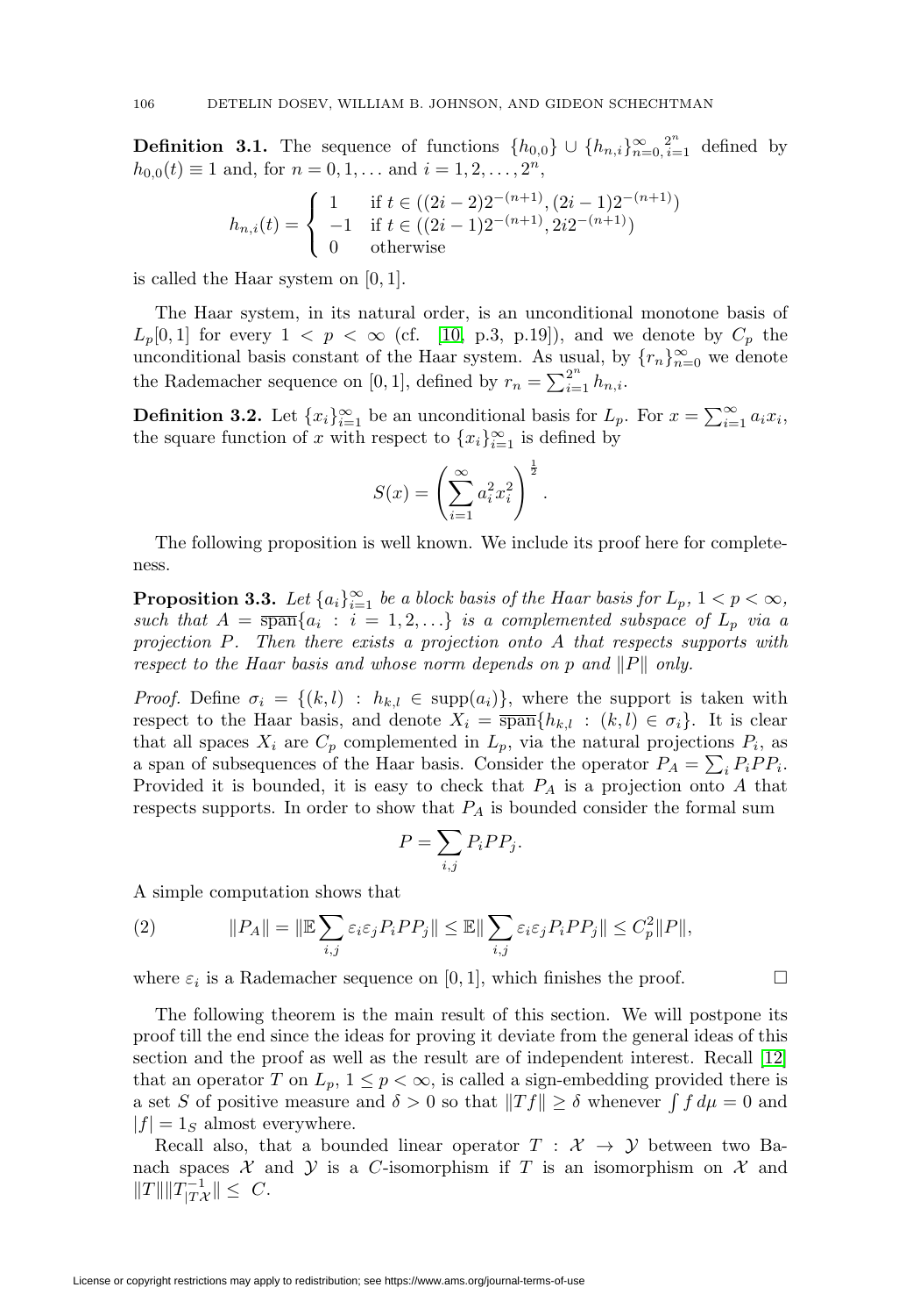**Definition 3.1.** The sequence of functions $\{h_{0,0}\} \cup \{h_{n,i}\}_{n=0,\,i=1}^{\infty,\ 2^n}$ defined by $h_{0,0}(t) \equiv 1$ and, for $n = 0, 1, \ldots$ and $i = 1, 2, \ldots, 2^n$,

$$h_{n,i}(t) = \begin{cases} 1 & \text{if } t \in ((2i-2)2^{-(n+1)}, (2i-1)2^{-(n+1)}) \\ -1 & \text{if } t \in ((2i-1)2^{-(n+1)}, 2i2^{-(n+1)}) \\ 0 & \text{otherwise} \end{cases}$$

is called the Haar system on $[0, 1]$.

The Haar system, in its natural order, is an unconditional monotone basis of $L_p[0, 1]$ for every $1 < p < \infty$ (cf. [10, p.3, p.19]), and we denote by $C_p$ the unconditional basis constant of the Haar system. As usual, by $\{r_n\}_{n=0}^{\infty}$ we denote the Rademacher sequence on $[0, 1]$, defined by $r_n = \sum_{i=1}^{2^n} h_{n,i}$.

**Definition 3.2.** Let $\{x_i\}_{i=1}^{\infty}$ be an unconditional basis for $L_p$. For $x = \sum_{i=1}^{\infty} a_i x_i$, the square function of $x$ with respect to $\{x_i\}_{i=1}^{\infty}$ is defined by

$$S(x) = \left( \sum_{i=1}^{\infty} a_i^2 x_i^2 \right)^{\frac{1}{2}}.$$

The following proposition is well known. We include its proof here for completeness.

**Proposition 3.3.** *Let $\{a_i\}_{i=1}^{\infty}$ be a block basis of the Haar basis for $L_p$, $1 < p < \infty$, such that $A = \overline{\text{span}}\{a_i : i = 1, 2, \ldots\}$ is a complemented subspace of $L_p$ via a projection $P$. Then there exists a projection onto $A$ that respects supports with respect to the Haar basis and whose norm depends on $p$ and $\|P\|$ only.*

*Proof.* Define $\sigma_i = \{(k, l) : h_{k,l} \in \text{supp}(a_i)\}$, where the support is taken with respect to the Haar basis, and denote $X_i = \overline{\text{span}}\{h_{k,l} : (k, l) \in \sigma_i\}$. It is clear that all spaces $X_i$ are $C_p$ complemented in $L_p$, via the natural projections $P_i$, as a span of subsequences of the Haar basis. Consider the operator $P_A = \sum_i P_i P P_i$. Provided it is bounded, it is easy to check that $P_A$ is a projection onto $A$ that respects supports. In order to show that $P_A$ is bounded consider the formal sum

$$P = \sum_{i,j} P_i P P_j.$$

A simple computation shows that

$$\|P_A\| = \|\mathbb{E} \sum_{i,j} \varepsilon_i \varepsilon_j P_i P P_j\| \le \mathbb{E}\| \sum_{i,j} \varepsilon_i \varepsilon_j P_i P P_j\| \le C_p^2 \|P\|, \tag{2}$$

where $\varepsilon_i$ is a Rademacher sequence on $[0, 1]$, which finishes the proof. $\square$

The following theorem is the main result of this section. We will postpone its proof till the end since the ideas for proving it deviate from the general ideas of this section and the proof as well as the result are of independent interest. Recall [12] that an operator $T$ on $L_p$, $1 \le p < \infty$, is called a sign-embedding provided there is a set $S$ of positive measure and $\delta > 0$ so that $\|Tf\| \ge \delta$ whenever $\int f \, d\mu = 0$ and $|f| = 1_S$ almost everywhere.

Recall also, that a bounded linear operator $T : \mathcal{X} \to \mathcal{Y}$ between two Banach spaces $\mathcal{X}$ and $\mathcal{Y}$ is a $C$-isomorphism if $T$ is an isomorphism on $\mathcal{X}$ and $\|T\| \|T^{-1}_{|T\mathcal{X}}\| \le C$.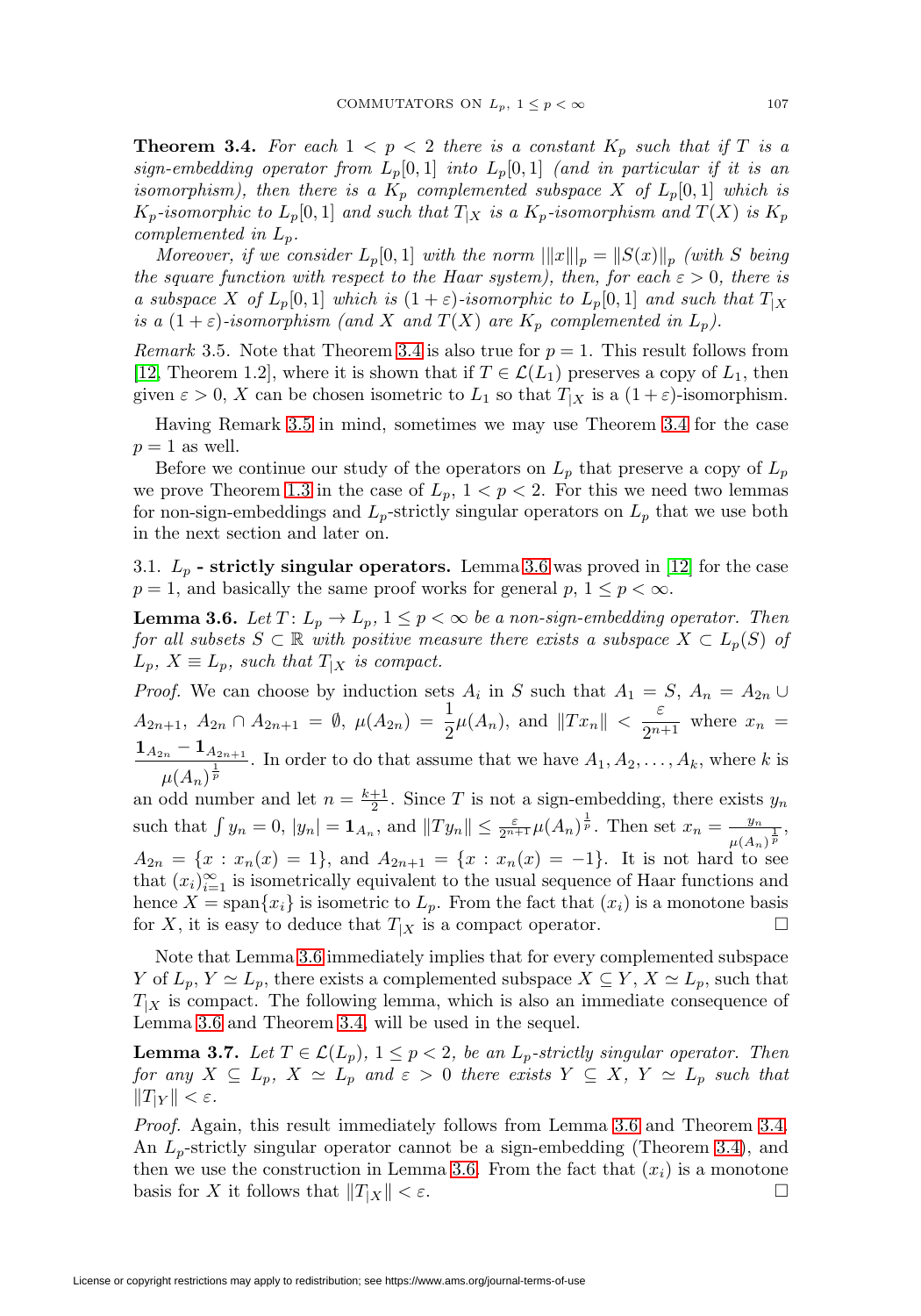**Theorem 3.4.** *For each $1 < p < 2$ there is a constant $K_p$ such that if $T$ is a sign-embedding operator from $L_p[0,1]$ into $L_p[0,1]$ (and in particular if it is an isomorphism), then there is a $K_p$ complemented subspace $X$ of $L_p[0,1]$ which is $K_p$-isomorphic to $L_p[0,1]$ and such that $T_{|X}$ is a $K_p$-isomorphism and $T(X)$ is $K_p$ complemented in $L_p$.*

*Moreover, if we consider $L_p[0,1]$ with the norm $|||x|||_p = \|S(x)\|_p$ (with $S$ being the square function with respect to the Haar system), then, for each $\varepsilon > 0$, there is a subspace $X$ of $L_p[0,1]$ which is $(1+\varepsilon)$-isomorphic to $L_p[0,1]$ and such that $T_{|X}$ is a $(1+\varepsilon)$-isomorphism (and $X$ and $T(X)$ are $K_p$ complemented in $L_p$).*

*Remark* 3.5. Note that Theorem 3.4 is also true for $p = 1$. This result follows from [12, Theorem 1.2], where it is shown that if $T \in \mathcal{L}(L_1)$ preserves a copy of $L_1$, then given $\varepsilon > 0$, $X$ can be chosen isometric to $L_1$ so that $T_{|X}$ is a $(1+\varepsilon)$-isomorphism.

Having Remark 3.5 in mind, sometimes we may use Theorem 3.4 for the case $p = 1$ as well.

Before we continue our study of the operators on $L_p$ that preserve a copy of $L_p$ we prove Theorem 1.3 in the case of $L_p$, $1 < p < 2$. For this we need two lemmas for non-sign-embeddings and $L_p$-strictly singular operators on $L_p$ that we use both in the next section and later on.

3.1. **$L_p$ - strictly singular operators.** Lemma 3.6 was proved in [12] for the case $p = 1$, and basically the same proof works for general $p$, $1 \le p < \infty$.

**Lemma 3.6.** *Let $T\colon L_p \to L_p$, $1 \le p < \infty$ be a non-sign-embedding operator. Then for all subsets $S \subset \mathbb{R}$ with positive measure there exists a subspace $X \subset L_p(S)$ of $L_p$, $X \equiv L_p$, such that $T_{|X}$ is compact.*

*Proof.* We can choose by induction sets $A_i$ in $S$ such that $A_1 = S$, $A_n = A_{2n} \cup A_{2n+1}$, $A_{2n} \cap A_{2n+1} = \emptyset$, $\mu(A_{2n}) = \dfrac{1}{2}\mu(A_n)$, and $\|Tx_n\| < \dfrac{\varepsilon}{2^{n+1}}$ where $x_n = \dfrac{\mathbf{1}_{A_{2n}} - \mathbf{1}_{A_{2n+1}}}{\mu(A_n)^{\frac{1}{p}}}$. In order to do that assume that we have $A_1, A_2, \dots, A_k$, where $k$ is an odd number and let $n = \frac{k+1}{2}$. Since $T$ is not a sign-embedding, there exists $y_n$ such that $\int y_n = 0$, $|y_n| = \mathbf{1}_{A_n}$, and $\|Ty_n\| \le \frac{\varepsilon}{2^{n+1}}\mu(A_n)^{\frac{1}{p}}$. Then set $x_n = \frac{y_n}{\mu(A_n)^{\frac{1}{p}}}$, $A_{2n} = \{x : x_n(x) = 1\}$, and $A_{2n+1} = \{x : x_n(x) = -1\}$. It is not hard to see that $(x_i)_{i=1}^{\infty}$ is isometrically equivalent to the usual sequence of Haar functions and hence $X = \operatorname{span}\{x_i\}$ is isometric to $L_p$. From the fact that $(x_i)$ is a monotone basis for $X$, it is easy to deduce that $T_{|X}$ is a compact operator. $\square$

Note that Lemma 3.6 immediately implies that for every complemented subspace $Y$ of $L_p$, $Y \simeq L_p$, there exists a complemented subspace $X \subseteq Y$, $X \simeq L_p$, such that $T_{|X}$ is compact. The following lemma, which is also an immediate consequence of Lemma 3.6 and Theorem 3.4, will be used in the sequel.

**Lemma 3.7.** *Let $T \in \mathcal{L}(L_p)$, $1 \le p < 2$, be an $L_p$-strictly singular operator. Then for any $X \subseteq L_p$, $X \simeq L_p$ and $\varepsilon > 0$ there exists $Y \subseteq X$, $Y \simeq L_p$ such that $\|T_{|Y}\| < \varepsilon$.*

*Proof.* Again, this result immediately follows from Lemma 3.6 and Theorem 3.4. An $L_p$-strictly singular operator cannot be a sign-embedding (Theorem 3.4), and then we use the construction in Lemma 3.6. From the fact that $(x_i)$ is a monotone basis for $X$ it follows that $\|T_{|X}\| < \varepsilon$. $\square$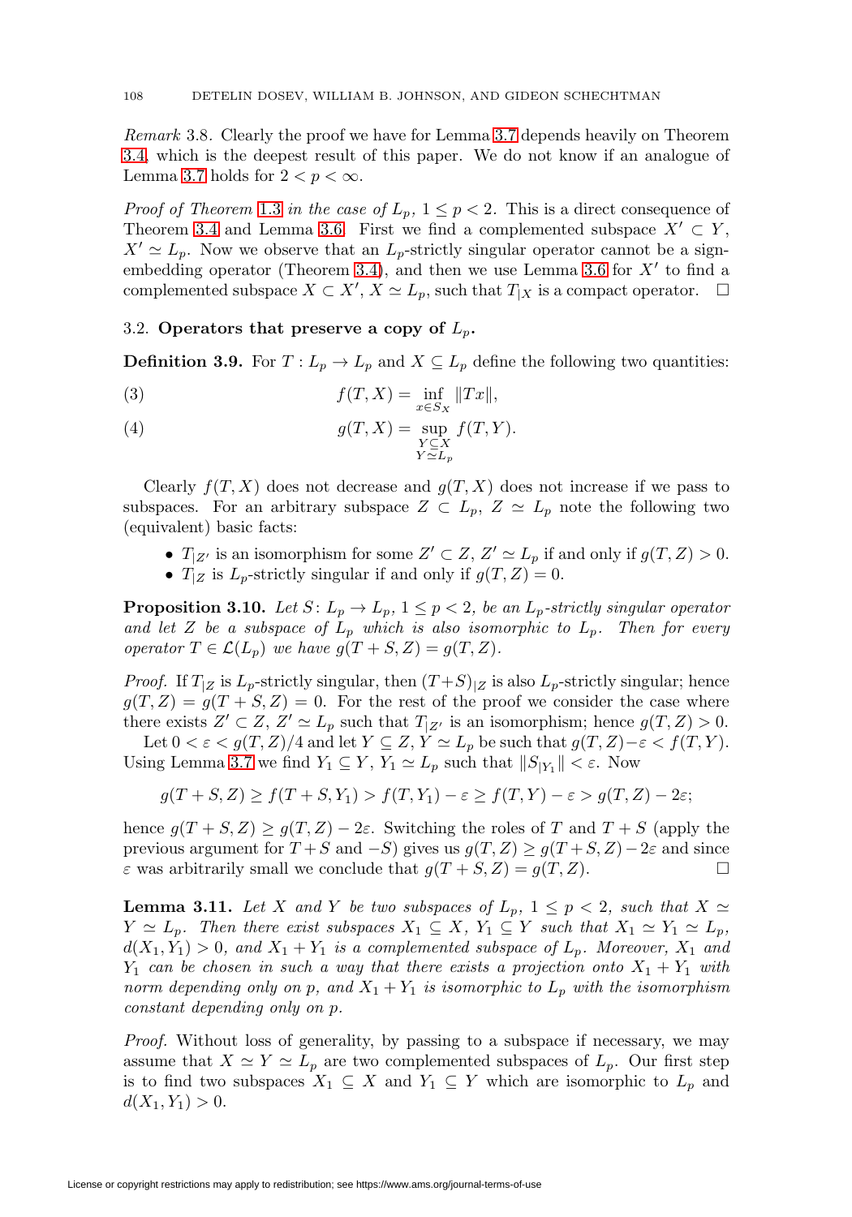*Remark* 3.8. Clearly the proof we have for Lemma 3.7 depends heavily on Theorem 3.4, which is the deepest result of this paper. We do not know if an analogue of Lemma 3.7 holds for $2 < p < \infty$.

*Proof of Theorem* 1.3 *in the case of* $L_p$, $1 \le p < 2$. This is a direct consequence of Theorem 3.4 and Lemma 3.6. First we find a complemented subspace $X' \subset Y$, $X' \simeq L_p$. Now we observe that an $L_p$-strictly singular operator cannot be a sign-embedding operator (Theorem 3.4), and then we use Lemma 3.6 for $X'$ to find a complemented subspace $X \subset X'$, $X \simeq L_p$, such that $T_{|X}$ is a compact operator. $\square$

### 3.2. Operators that preserve a copy of $L_p$.

**Definition 3.9.** For $T : L_p \to L_p$ and $X \subseteq L_p$ define the following two quantities:

$$f(T, X) = \inf_{x \in S_X} \|Tx\|, \tag{3}$$

$$g(T, X) = \sup_{\substack{Y \subseteq X \\ Y \simeq L_p}} f(T, Y). \tag{4}$$

Clearly $f(T, X)$ does not decrease and $g(T, X)$ does not increase if we pass to subspaces. For an arbitrary subspace $Z \subset L_p$, $Z \simeq L_p$ note the following two (equivalent) basic facts:

- $T_{|Z'}$ is an isomorphism for some $Z' \subset Z$, $Z' \simeq L_p$ if and only if $g(T, Z) > 0$.
- $T_{|Z}$ is $L_p$-strictly singular if and only if $g(T, Z) = 0$.

**Proposition 3.10.** *Let* $S \colon L_p \to L_p$, $1 \le p < 2$, *be an* $L_p$*-strictly singular operator and let* $Z$ *be a subspace of* $L_p$ *which is also isomorphic to* $L_p$*. Then for every operator* $T \in \mathcal{L}(L_p)$ *we have* $g(T + S, Z) = g(T, Z)$.

*Proof.* If $T_{|Z}$ is $L_p$-strictly singular, then $(T+S)_{|Z}$ is also $L_p$-strictly singular; hence $g(T, Z) = g(T + S, Z) = 0$. For the rest of the proof we consider the case where there exists $Z' \subset Z$, $Z' \simeq L_p$ such that $T_{|Z'}$ is an isomorphism; hence $g(T, Z) > 0$.

Let $0 < \varepsilon < g(T, Z)/4$ and let $Y \subseteq Z$, $Y \simeq L_p$ be such that $g(T, Z) - \varepsilon < f(T, Y)$. Using Lemma 3.7 we find $Y_1 \subseteq Y$, $Y_1 \simeq L_p$ such that $\|S_{|Y_1}\| < \varepsilon$. Now

$$g(T + S, Z) \ge f(T + S, Y_1) > f(T, Y_1) - \varepsilon \ge f(T, Y) - \varepsilon > g(T, Z) - 2\varepsilon;$$

hence $g(T + S, Z) \ge g(T, Z) - 2\varepsilon$. Switching the roles of $T$ and $T + S$ (apply the previous argument for $T + S$ and $-S$) gives us $g(T, Z) \ge g(T + S, Z) - 2\varepsilon$ and since $\varepsilon$ was arbitrarily small we conclude that $g(T + S, Z) = g(T, Z)$. $\square$

**Lemma 3.11.** *Let* $X$ *and* $Y$ *be two subspaces of* $L_p$, $1 \le p < 2$, *such that* $X \simeq Y \simeq L_p$*. Then there exist subspaces* $X_1 \subseteq X$, $Y_1 \subseteq Y$ *such that* $X_1 \simeq Y_1 \simeq L_p$, $d(X_1, Y_1) > 0$, *and* $X_1 + Y_1$ *is a complemented subspace of* $L_p$*. Moreover,* $X_1$ *and* $Y_1$ *can be chosen in such a way that there exists a projection onto* $X_1 + Y_1$ *with norm depending only on* $p$*, and* $X_1 + Y_1$ *is isomorphic to* $L_p$ *with the isomorphism constant depending only on* $p$.

*Proof.* Without loss of generality, by passing to a subspace if necessary, we may assume that $X \simeq Y \simeq L_p$ are two complemented subspaces of $L_p$. Our first step is to find two subspaces $X_1 \subseteq X$ and $Y_1 \subseteq Y$ which are isomorphic to $L_p$ and $d(X_1, Y_1) > 0$.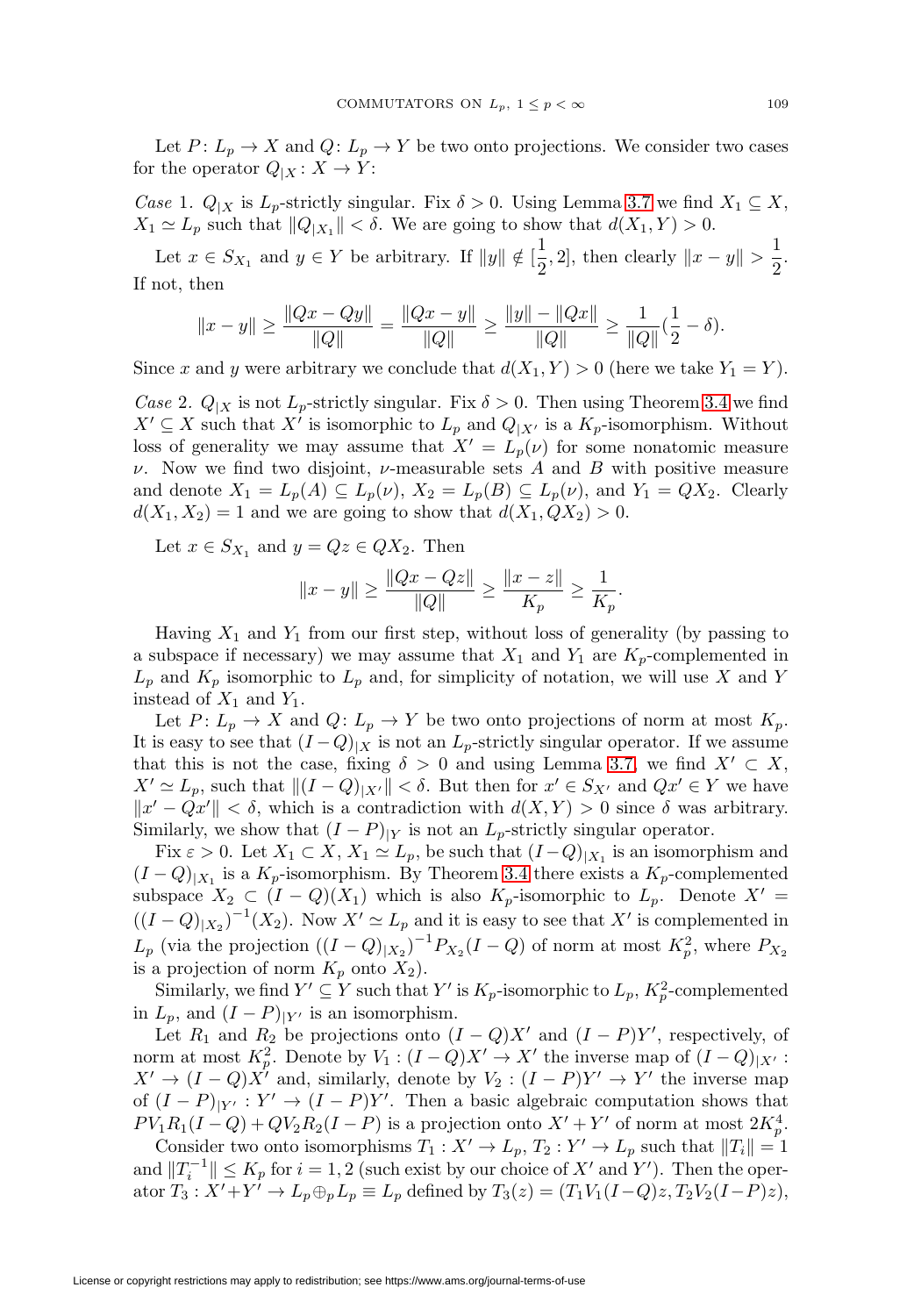Let $P\colon L_p \to X$ and $Q\colon L_p \to Y$ be two onto projections. We consider two cases for the operator $Q_{|X}\colon X \to Y$:

*Case* 1. $Q_{|X}$ is $L_p$-strictly singular. Fix $\delta > 0$. Using Lemma 3.7 we find $X_1 \subseteq X$, $X_1 \simeq L_p$ such that $\|Q_{|X_1}\| < \delta$. We are going to show that $d(X_1, Y) > 0$.

Let $x \in S_{X_1}$ and $y \in Y$ be arbitrary. If $\|y\| \notin [\frac{1}{2}, 2]$, then clearly $\|x - y\| > \frac{1}{2}$. If not, then

$$\|x-y\| \geq \frac{\|Qx - Qy\|}{\|Q\|} = \frac{\|Qx - y\|}{\|Q\|} \geq \frac{\|y\| - \|Qx\|}{\|Q\|} \geq \frac{1}{\|Q\|}(\frac{1}{2} - \delta).$$

Since $x$ and $y$ were arbitrary we conclude that $d(X_1, Y) > 0$ (here we take $Y_1 = Y$).

*Case* 2. $Q_{|X}$ is not $L_p$-strictly singular. Fix $\delta > 0$. Then using Theorem 3.4 we find $X' \subseteq X$ such that $X'$ is isomorphic to $L_p$ and $Q_{|X'}$ is a $K_p$-isomorphism. Without loss of generality we may assume that $X' = L_p(\nu)$ for some nonatomic measure $\nu$. Now we find two disjoint, $\nu$-measurable sets $A$ and $B$ with positive measure and denote $X_1 = L_p(A) \subseteq L_p(\nu)$, $X_2 = L_p(B) \subseteq L_p(\nu)$, and $Y_1 = QX_2$. Clearly $d(X_1, X_2) = 1$ and we are going to show that $d(X_1, QX_2) > 0$.

Let $x \in S_{X_1}$ and $y = Qz \in QX_2$. Then

$$\|x - y\| \geq \frac{\|Qx - Qz\|}{\|Q\|} \geq \frac{\|x - z\|}{K_p} \geq \frac{1}{K_p}.$$

Having $X_1$ and $Y_1$ from our first step, without loss of generality (by passing to a subspace if necessary) we may assume that $X_1$ and $Y_1$ are $K_p$-complemented in $L_p$ and $K_p$ isomorphic to $L_p$ and, for simplicity of notation, we will use $X$ and $Y$ instead of $X_1$ and $Y_1$.

Let $P\colon L_p \to X$ and $Q\colon L_p \to Y$ be two onto projections of norm at most $K_p$. It is easy to see that $(I-Q)_{|X}$ is not an $L_p$-strictly singular operator. If we assume that this is not the case, fixing $\delta > 0$ and using Lemma 3.7, we find $X' \subset X$, $X' \simeq L_p$, such that $\|(I-Q)_{|X'}\| < \delta$. But then for $x' \in S_{X'}$ and $Qx' \in Y$ we have $\|x' - Qx'\| < \delta$, which is a contradiction with $d(X, Y) > 0$ since $\delta$ was arbitrary. Similarly, we show that $(I-P)_{|Y}$ is not an $L_p$-strictly singular operator.

Fix $\varepsilon > 0$. Let $X_1 \subset X$, $X_1 \simeq L_p$, be such that $(I-Q)_{|X_1}$ is an isomorphism and $(I-Q)_{|X_1}$ is a $K_p$-isomorphism. By Theorem 3.4 there exists a $K_p$-complemented subspace $X_2 \subset (I-Q)(X_1)$ which is also $K_p$-isomorphic to $L_p$. Denote $X' = ((I-Q)_{|X_2})^{-1}(X_2)$. Now $X' \simeq L_p$ and it is easy to see that $X'$ is complemented in $L_p$ (via the projection $((I-Q)_{|X_2})^{-1}P_{X_2}(I-Q)$ of norm at most $K_p^2$, where $P_{X_2}$ is a projection of norm $K_p$ onto $X_2$).

Similarly, we find $Y' \subseteq Y$ such that $Y'$ is $K_p$-isomorphic to $L_p$, $K_p^2$-complemented in $L_p$, and $(I-P)_{|Y'}$ is an isomorphism.

Let $R_1$ and $R_2$ be projections onto $(I-Q)X'$ and $(I-P)Y'$, respectively, of norm at most $K_p^2$. Denote by $V_1 : (I-Q)X' \to X'$ the inverse map of $(I-Q)_{|X'} : X' \to (I-Q)X'$ and, similarly, denote by $V_2 : (I-P)Y' \to Y'$ the inverse map of $(I-P)_{|Y'} : Y' \to (I-P)Y'$. Then a basic algebraic computation shows that $PV_1R_1(I-Q) + QV_2R_2(I-P)$ is a projection onto $X' + Y'$ of norm at most $2K_p^4$.

Consider two onto isomorphisms $T_1 : X' \to L_p$, $T_2 : Y' \to L_p$ such that $\|T_i\| = 1$ and $\|T_i^{-1}\| \leq K_p$ for $i = 1, 2$ (such exist by our choice of $X'$ and $Y'$). Then the operator $T_3 : X' + Y' \to L_p \oplus_p L_p \equiv L_p$ defined by $T_3(z) = (T_1V_1(I-Q)z, T_2V_2(I-P)z)$,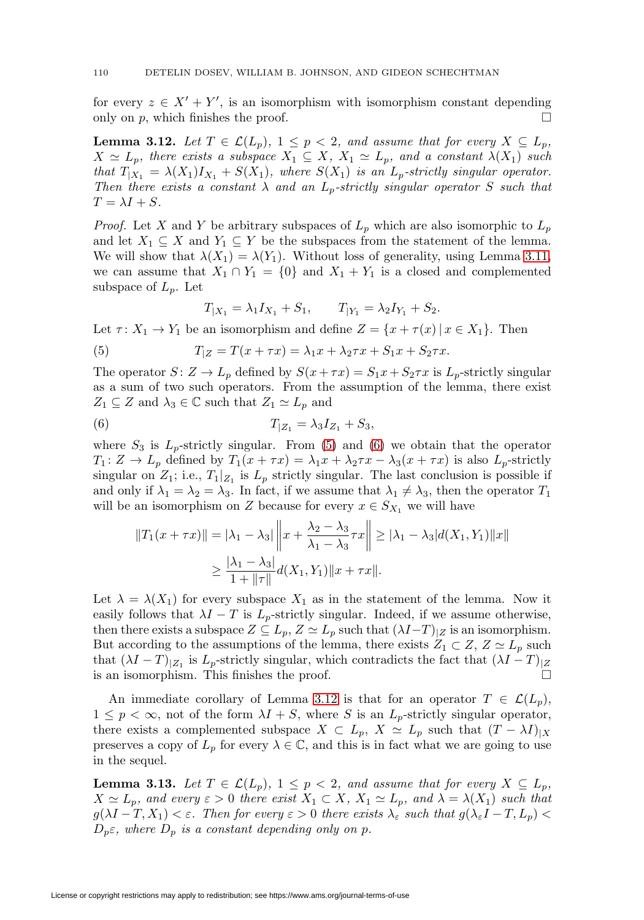for every $z \in X' + Y'$, is an isomorphism with isomorphism constant depending only on $p$, which finishes the proof. $\square$

**Lemma 3.12.** *Let $T \in \mathcal{L}(L_p)$, $1 \le p < 2$, and assume that for every $X \subseteq L_p$, $X \simeq L_p$, there exists a subspace $X_1 \subseteq X$, $X_1 \simeq L_p$, and a constant $\lambda(X_1)$ such that $T_{|X_1} = \lambda(X_1) I_{X_1} + S(X_1)$, where $S(X_1)$ is an $L_p$-strictly singular operator. Then there exists a constant $\lambda$ and an $L_p$-strictly singular operator $S$ such that $T = \lambda I + S$.*

*Proof.* Let $X$ and $Y$ be arbitrary subspaces of $L_p$ which are also isomorphic to $L_p$ and let $X_1 \subseteq X$ and $Y_1 \subseteq Y$ be the subspaces from the statement of the lemma. We will show that $\lambda(X_1) = \lambda(Y_1)$. Without loss of generality, using Lemma 3.11, we can assume that $X_1 \cap Y_1 = \{0\}$ and $X_1 + Y_1$ is a closed and complemented subspace of $L_p$. Let

$$T_{|X_1} = \lambda_1 I_{X_1} + S_1, \qquad T_{|Y_1} = \lambda_2 I_{Y_1} + S_2.$$

Let $\tau\colon X_1 \to Y_1$ be an isomorphism and define $Z = \{x + \tau(x) \,|\, x \in X_1\}$. Then

$$T_{|Z} = T(x + \tau x) = \lambda_1 x + \lambda_2 \tau x + S_1 x + S_2 \tau x. \tag{5}$$

The operator $S\colon Z \to L_p$ defined by $S(x + \tau x) = S_1 x + S_2 \tau x$ is $L_p$-strictly singular as a sum of two such operators. From the assumption of the lemma, there exist $Z_1 \subseteq Z$ and $\lambda_3 \in \mathbb{C}$ such that $Z_1 \simeq L_p$ and

$$T_{|Z_1} = \lambda_3 I_{Z_1} + S_3, \tag{6}$$

where $S_3$ is $L_p$-strictly singular. From (5) and (6) we obtain that the operator $T_1\colon Z \to L_p$ defined by $T_1(x + \tau x) = \lambda_1 x + \lambda_2 \tau x - \lambda_3(x + \tau x)$ is also $L_p$-strictly singular on $Z_1$; i.e., $T_1|_{Z_1}$ is $L_p$ strictly singular. The last conclusion is possible if and only if $\lambda_1 = \lambda_2 = \lambda_3$. In fact, if we assume that $\lambda_1 \neq \lambda_3$, then the operator $T_1$ will be an isomorphism on $Z$ because for every $x \in S_{X_1}$ we will have

$$\begin{aligned}
\|T_1(x + \tau x)\| = |\lambda_1 - \lambda_3| \left\| x + \frac{\lambda_2 - \lambda_3}{\lambda_1 - \lambda_3} \tau x \right\| &\ge |\lambda_1 - \lambda_3| d(X_1, Y_1) \|x\| \\
&\ge \frac{|\lambda_1 - \lambda_3|}{1 + \|\tau\|} d(X_1, Y_1) \|x + \tau x\|.
\end{aligned}$$

Let $\lambda = \lambda(X_1)$ for every subspace $X_1$ as in the statement of the lemma. Now it easily follows that $\lambda I - T$ is $L_p$-strictly singular. Indeed, if we assume otherwise, then there exists a subspace $Z \subseteq L_p$, $Z \simeq L_p$ such that $(\lambda I - T)_{|Z}$ is an isomorphism. But according to the assumptions of the lemma, there exists $Z_1 \subset Z$, $Z \simeq L_p$ such that $(\lambda I - T)_{|Z_1}$ is $L_p$-strictly singular, which contradicts the fact that $(\lambda I - T)_{|Z}$ is an isomorphism. This finishes the proof. $\square$

An immediate corollary of Lemma 3.12 is that for an operator $T \in \mathcal{L}(L_p)$, $1 \le p < \infty$, not of the form $\lambda I + S$, where $S$ is an $L_p$-strictly singular operator, there exists a complemented subspace $X \subset L_p$, $X \simeq L_p$ such that $(T - \lambda I)_{|X}$ preserves a copy of $L_p$ for every $\lambda \in \mathbb{C}$, and this is in fact what we are going to use in the sequel.

**Lemma 3.13.** *Let $T \in \mathcal{L}(L_p)$, $1 \le p < 2$, and assume that for every $X \subseteq L_p$, $X \simeq L_p$, and every $\varepsilon > 0$ there exist $X_1 \subset X$, $X_1 \simeq L_p$, and $\lambda = \lambda(X_1)$ such that $g(\lambda I - T, X_1) < \varepsilon$. Then for every $\varepsilon > 0$ there exists $\lambda_\varepsilon$ such that $g(\lambda_\varepsilon I - T, L_p) < D_p \varepsilon$, where $D_p$ is a constant depending only on $p$.*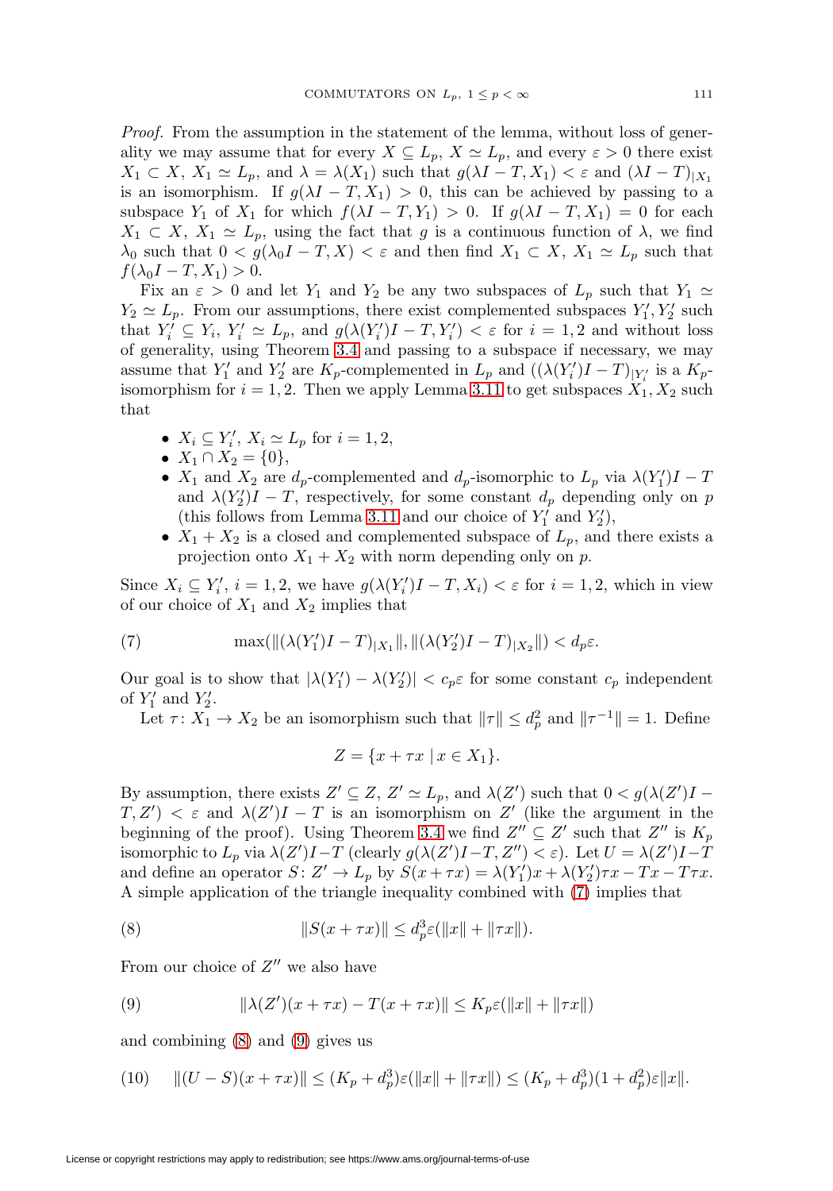*Proof.* From the assumption in the statement of the lemma, without loss of generality we may assume that for every $X \subseteq L_p$, $X \simeq L_p$, and every $\varepsilon > 0$ there exist $X_1 \subset X$, $X_1 \simeq L_p$, and $\lambda = \lambda(X_1)$ such that $g(\lambda I - T, X_1) < \varepsilon$ and $(\lambda I - T)_{|X_1}$ is an isomorphism. If $g(\lambda I - T, X_1) > 0$, this can be achieved by passing to a subspace $Y_1$ of $X_1$ for which $f(\lambda I - T, Y_1) > 0$. If $g(\lambda I - T, X_1) = 0$ for each $X_1 \subset X$, $X_1 \simeq L_p$, using the fact that $g$ is a continuous function of $\lambda$, we find $\lambda_0$ such that $0 < g(\lambda_0 I - T, X) < \varepsilon$ and then find $X_1 \subset X$, $X_1 \simeq L_p$ such that $f(\lambda_0 I - T, X_1) > 0$.

Fix an $\varepsilon > 0$ and let $Y_1$ and $Y_2$ be any two subspaces of $L_p$ such that $Y_1 \simeq Y_2 \simeq L_p$. From our assumptions, there exist complemented subspaces $Y_1', Y_2'$ such that $Y_i' \subseteq Y_i$, $Y_i' \simeq L_p$, and $g(\lambda(Y_i')I - T, Y_i') < \varepsilon$ for $i = 1, 2$ and without loss of generality, using Theorem 3.4 and passing to a subspace if necessary, we may assume that $Y_1'$ and $Y_2'$ are $K_p$-complemented in $L_p$ and $((\lambda(Y_i')I - T)_{|Y_i'}$ is a $K_p$-isomorphism for $i = 1, 2$. Then we apply Lemma 3.11 to get subspaces $X_1, X_2$ such that

- $X_i \subseteq Y_i'$, $X_i \simeq L_p$ for $i = 1, 2$,
- $X_1 \cap X_2 = \{0\}$,
- $X_1$ and $X_2$ are $d_p$-complemented and $d_p$-isomorphic to $L_p$ via $\lambda(Y_1')I - T$ and $\lambda(Y_2')I - T$, respectively, for some constant $d_p$ depending only on $p$ (this follows from Lemma 3.11 and our choice of $Y_1'$ and $Y_2'$),
- $X_1 + X_2$ is a closed and complemented subspace of $L_p$, and there exists a projection onto $X_1 + X_2$ with norm depending only on $p$.

Since $X_i \subseteq Y_i'$, $i = 1, 2$, we have $g(\lambda(Y_i')I - T, X_i) < \varepsilon$ for $i = 1, 2$, which in view of our choice of $X_1$ and $X_2$ implies that

$$\max(\|(\lambda(Y_1')I - T)_{|X_1}\|, \|(\lambda(Y_2')I - T)_{|X_2}\|) < d_p\varepsilon. \tag{7}$$

Our goal is to show that $|\lambda(Y_1') - \lambda(Y_2')| < c_p\varepsilon$ for some constant $c_p$ independent of $Y_1'$ and $Y_2'$.

Let $\tau\colon X_1 \to X_2$ be an isomorphism such that $\|\tau\| \leq d_p^2$ and $\|\tau^{-1}\| = 1$. Define

$$Z = \{x + \tau x \mid x \in X_1\}.$$

By assumption, there exists $Z' \subseteq Z$, $Z' \simeq L_p$, and $\lambda(Z')$ such that $0 < g(\lambda(Z')I - T, Z') < \varepsilon$ and $\lambda(Z')I - T$ is an isomorphism on $Z'$ (like the argument in the beginning of the proof). Using Theorem 3.4 we find $Z'' \subseteq Z'$ such that $Z''$ is $K_p$ isomorphic to $L_p$ via $\lambda(Z')I - T$ (clearly $g(\lambda(Z')I - T, Z'') < \varepsilon$). Let $U = \lambda(Z')I - T$ and define an operator $S\colon Z' \to L_p$ by $S(x + \tau x) = \lambda(Y_1')x + \lambda(Y_2')\tau x - Tx - T\tau x$. A simple application of the triangle inequality combined with (7) implies that

$$\|S(x + \tau x)\| \leq d_p^3\varepsilon(\|x\| + \|\tau x\|). \tag{8}$$

From our choice of $Z''$ we also have

$$\|\lambda(Z')(x + \tau x) - T(x + \tau x)\| \leq K_p\varepsilon(\|x\| + \|\tau x\|) \tag{9}$$

and combining (8) and (9) gives us

$$\|(U - S)(x + \tau x)\| \leq (K_p + d_p^3)\varepsilon(\|x\| + \|\tau x\|) \leq (K_p + d_p^3)(1 + d_p^2)\varepsilon\|x\|. \tag{10}$$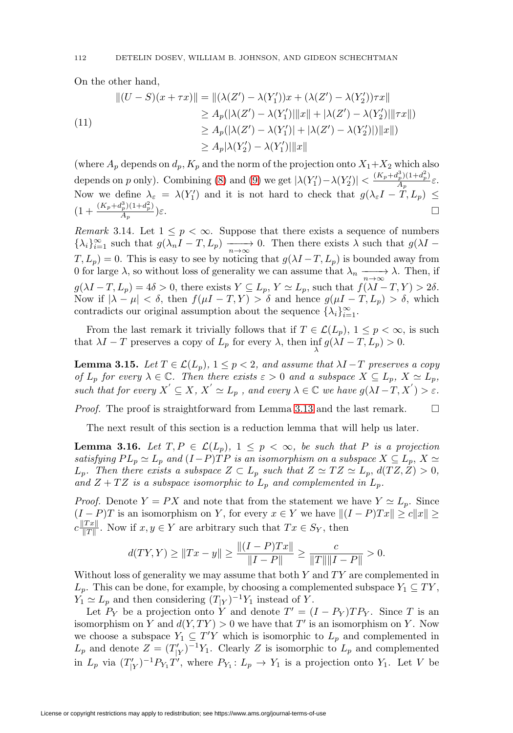On the other hand,

$$
\begin{aligned}
\|(U-S)(x+\tau x)\| &= \|(\lambda(Z')-\lambda(Y_1'))x + (\lambda(Z')-\lambda(Y_2'))\tau x\| \\
&\geq A_p(|\lambda(Z')-\lambda(Y_1')|\|x\| + |\lambda(Z')-\lambda(Y_2')|\|\tau x\|) \\
&\geq A_p(|\lambda(Z')-\lambda(Y_1')| + |\lambda(Z')-\lambda(Y_2')|)\|x\|) \\
&\geq A_p|\lambda(Y_2')-\lambda(Y_1')|\|x\|
\end{aligned} \tag{11}
$$

(where $A_p$ depends on $d_p, K_p$ and the norm of the projection onto $X_1+X_2$ which also depends on $p$ only). Combining (8) and (9) we get $|\lambda(Y_1')-\lambda(Y_2')| < \frac{(K_p+d_p^3)(1+d_p^2)}{A_p}\varepsilon$. Now we define $\lambda_\varepsilon = \lambda(Y_1')$ and it is not hard to check that $g(\lambda_\varepsilon I - T, L_p) \leq (1+\frac{(K_p+d_p^3)(1+d_p^2)}{A_p})\varepsilon$. $\square$

*Remark* 3.14. Let $1 \leq p < \infty$. Suppose that there exists a sequence of numbers $\{\lambda_i\}_{i=1}^\infty$ such that $g(\lambda_n I - T, L_p) \xrightarrow[n\to\infty]{} 0$. Then there exists $\lambda$ such that $g(\lambda I - T, L_p) = 0$. This is easy to see by noticing that $g(\lambda I - T, L_p)$ is bounded away from 0 for large $\lambda$, so without loss of generality we can assume that $\lambda_n \xrightarrow[n\to\infty]{} \lambda$. Then, if $g(\lambda I - T, L_p) = 4\delta > 0$, there exists $Y \subseteq L_p$, $Y \simeq L_p$, such that $f(\lambda I - T, Y) > 2\delta$. Now if $|\lambda - \mu| < \delta$, then $f(\mu I - T, Y) > \delta$ and hence $g(\mu I - T, L_p) > \delta$, which contradicts our original assumption about the sequence $\{\lambda_i\}_{i=1}^\infty$.

From the last remark it trivially follows that if $T \in \mathcal{L}(L_p)$, $1 \leq p < \infty$, is such that $\lambda I - T$ preserves a copy of $L_p$ for every $\lambda$, then $\inf_\lambda g(\lambda I - T, L_p) > 0$.

**Lemma 3.15.** *Let $T \in \mathcal{L}(L_p)$, $1 \leq p < 2$, and assume that $\lambda I - T$ preserves a copy of $L_p$ for every $\lambda \in \mathbb{C}$. Then there exists $\varepsilon > 0$ and a subspace $X \subseteq L_p$, $X \simeq L_p$, such that for every $X' \subseteq X$, $X' \simeq L_p$, and every $\lambda \in \mathbb{C}$ we have $g(\lambda I - T, X') > \varepsilon$.*

*Proof.* The proof is straightforward from Lemma 3.13 and the last remark. $\square$

The next result of this section is a reduction lemma that will help us later.

**Lemma 3.16.** *Let $T, P \in \mathcal{L}(L_p)$, $1 \leq p < \infty$, be such that $P$ is a projection satisfying $PL_p \simeq L_p$ and $(I-P)TP$ is an isomorphism on a subspace $X \subseteq L_p$, $X \simeq L_p$. Then there exists a subspace $Z \subset L_p$ such that $Z \simeq TZ \simeq L_p$, $d(TZ, Z) > 0$, and $Z + TZ$ is a subspace isomorphic to $L_p$ and complemented in $L_p$.*

*Proof.* Denote $Y = PX$ and note that from the statement we have $Y \simeq L_p$. Since $(I-P)T$ is an isomorphism on $Y$, for every $x \in Y$ we have $\|(I-P)Tx\| \geq c\|x\| \geq c\frac{\|Tx\|}{\|T\|}$. Now if $x, y \in Y$ are arbitrary such that $Tx \in S_Y$, then

$$
d(TY, Y) \geq \|Tx - y\| \geq \frac{\|(I-P)Tx\|}{\|I-P\|} \geq \frac{c}{\|T\|\|I-P\|} > 0.
$$

Without loss of generality we may assume that both $Y$ and $TY$ are complemented in $L_p$. This can be done, for example, by choosing a complemented subspace $Y_1 \subseteq TY$, $Y_1 \simeq L_p$ and then considering $(T_{|Y})^{-1}Y_1$ instead of $Y$.

Let $P_Y$ be a projection onto $Y$ and denote $T' = (I - P_Y)TP_Y$. Since $T$ is an isomorphism on $Y$ and $d(Y, TY) > 0$ we have that $T'$ is an isomorphism on $Y$. Now we choose a subspace $Y_1 \subseteq T'Y$ which is isomorphic to $L_p$ and complemented in $L_p$ and denote $Z = (T'_{|Y})^{-1}Y_1$. Clearly $Z$ is isomorphic to $L_p$ and complemented in $L_p$ via $(T'_{|Y})^{-1}P_{Y_1}T'$, where $P_{Y_1}\colon L_p \to Y_1$ is a projection onto $Y_1$. Let $V$ be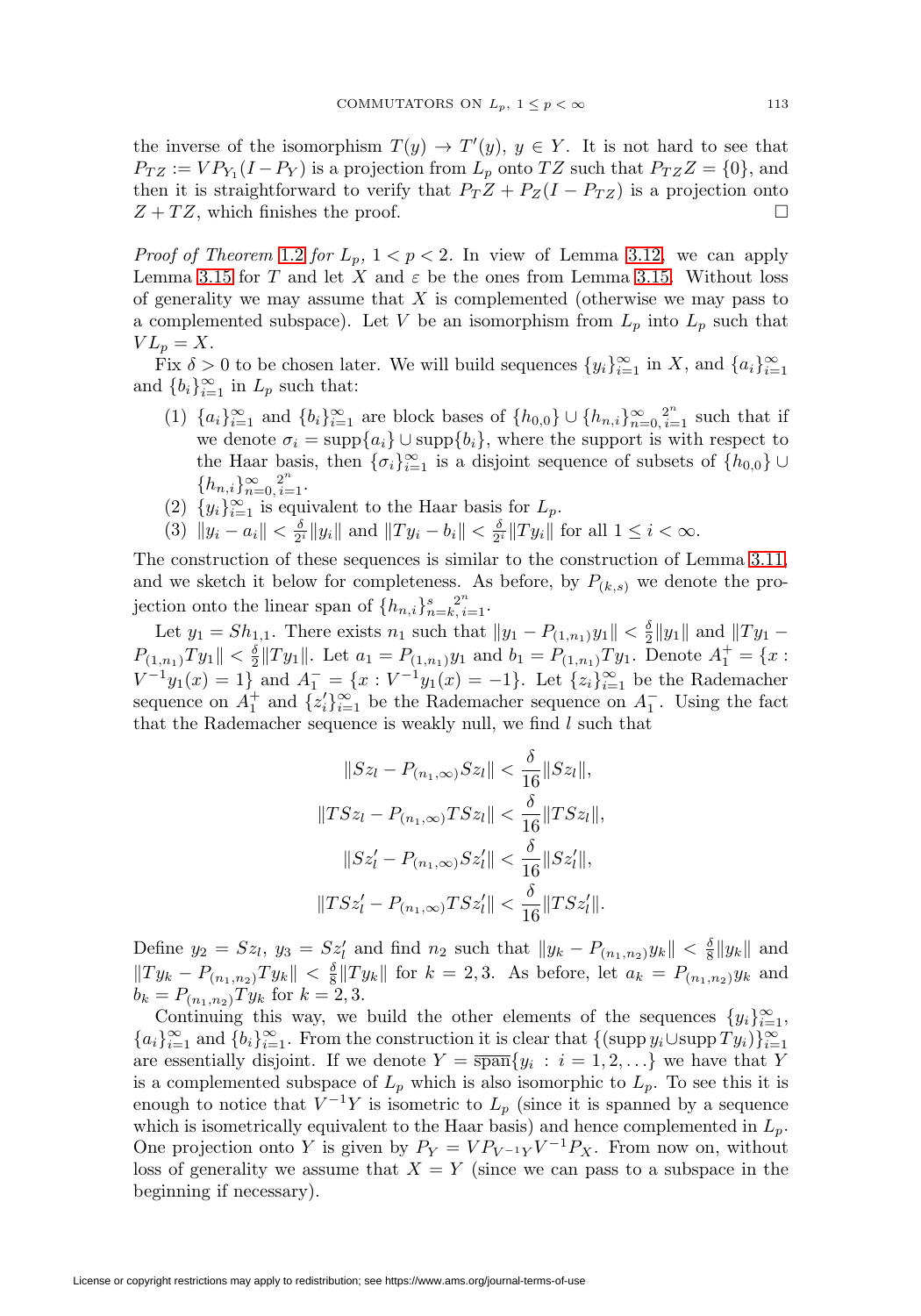the inverse of the isomorphism $T(y) \to T'(y)$, $y \in Y$. It is not hard to see that $P_{TZ} := VP_{Y_1}(I - P_Y)$ is a projection from $L_p$ onto $TZ$ such that $P_{TZ}Z = \{0\}$, and then it is straightforward to verify that $P_T Z + P_Z(I - P_{TZ})$ is a projection onto $Z + TZ$, which finishes the proof. ∎

*Proof of Theorem 1.2 for $L_p$, $1 < p < 2$.* In view of Lemma 3.12, we can apply Lemma 3.15 for $T$ and let $X$ and $\varepsilon$ be the ones from Lemma 3.15. Without loss of generality we may assume that $X$ is complemented (otherwise we may pass to a complemented subspace). Let $V$ be an isomorphism from $L_p$ into $L_p$ such that $VL_p = X$.

Fix $\delta > 0$ to be chosen later. We will build sequences $\{y_i\}_{i=1}^\infty$ in $X$, and $\{a_i\}_{i=1}^\infty$ and $\{b_i\}_{i=1}^\infty$ in $L_p$ such that:

1. $\{a_i\}_{i=1}^\infty$ and $\{b_i\}_{i=1}^\infty$ are block bases of $\{h_{0,0}\} \cup \{h_{n,i}\}_{n=0,\,i=1}^{\infty,\,2^n}$ such that if we denote $\sigma_i = \operatorname{supp}\{a_i\} \cup \operatorname{supp}\{b_i\}$, where the support is with respect to the Haar basis, then $\{\sigma_i\}_{i=1}^\infty$ is a disjoint sequence of subsets of $\{h_{0,0}\} \cup \{h_{n,i}\}_{n=0,\,i=1}^{\infty,\,2^n}$.
2. $\{y_i\}_{i=1}^\infty$ is equivalent to the Haar basis for $L_p$.
3. $\|y_i - a_i\| < \frac{\delta}{2^i}\|y_i\|$ and $\|Ty_i - b_i\| < \frac{\delta}{2^i}\|Ty_i\|$ for all $1 \le i < \infty$.

The construction of these sequences is similar to the construction of Lemma 3.11, and we sketch it below for completeness. As before, by $P_{(k,s)}$ we denote the projection onto the linear span of $\{h_{n,i}\}_{n=k,\,i=1}^{s,\,2^n}$.

Let $y_1 = Sh_{1,1}$. There exists $n_1$ such that $\|y_1 - P_{(1,n_1)}y_1\| < \frac{\delta}{2}\|y_1\|$ and $\|Ty_1 - P_{(1,n_1)}Ty_1\| < \frac{\delta}{2}\|Ty_1\|$. Let $a_1 = P_{(1,n_1)}y_1$ and $b_1 = P_{(1,n_1)}Ty_1$. Denote $A_1^+ = \{x : V^{-1}y_1(x) = 1\}$ and $A_1^- = \{x : V^{-1}y_1(x) = -1\}$. Let $\{z_i\}_{i=1}^\infty$ be the Rademacher sequence on $A_1^+$ and $\{z_i'\}_{i=1}^\infty$ be the Rademacher sequence on $A_1^-$. Using the fact that the Rademacher sequence is weakly null, we find $l$ such that

$$\|Sz_l - P_{(n_1,\infty)}Sz_l\| < \frac{\delta}{16}\|Sz_l\|,$$

$$\|TSz_l - P_{(n_1,\infty)}TSz_l\| < \frac{\delta}{16}\|TSz_l\|,$$

$$\|Sz_l' - P_{(n_1,\infty)}Sz_l'\| < \frac{\delta}{16}\|Sz_l'\|,$$

$$\|TSz_l' - P_{(n_1,\infty)}TSz_l'\| < \frac{\delta}{16}\|TSz_l'\|.$$

Define $y_2 = Sz_l$, $y_3 = Sz_l'$ and find $n_2$ such that $\|y_k - P_{(n_1,n_2)}y_k\| < \frac{\delta}{8}\|y_k\|$ and $\|Ty_k - P_{(n_1,n_2)}Ty_k\| < \frac{\delta}{8}\|Ty_k\|$ for $k = 2, 3$. As before, let $a_k = P_{(n_1,n_2)}y_k$ and $b_k = P_{(n_1,n_2)}Ty_k$ for $k = 2, 3$.

Continuing this way, we build the other elements of the sequences $\{y_i\}_{i=1}^\infty$, $\{a_i\}_{i=1}^\infty$ and $\{b_i\}_{i=1}^\infty$. From the construction it is clear that $\{(\operatorname{supp} y_i \cup \operatorname{supp} Ty_i)\}_{i=1}^\infty$ are essentially disjoint. If we denote $Y = \overline{\operatorname{span}}\{y_i : i = 1, 2, \ldots\}$ we have that $Y$ is a complemented subspace of $L_p$ which is also isomorphic to $L_p$. To see this it is enough to notice that $V^{-1}Y$ is isometric to $L_p$ (since it is spanned by a sequence which is isometrically equivalent to the Haar basis) and hence complemented in $L_p$. One projection onto $Y$ is given by $P_Y = VP_{V^{-1}Y}V^{-1}P_X$. From now on, without loss of generality we assume that $X = Y$ (since we can pass to a subspace in the beginning if necessary).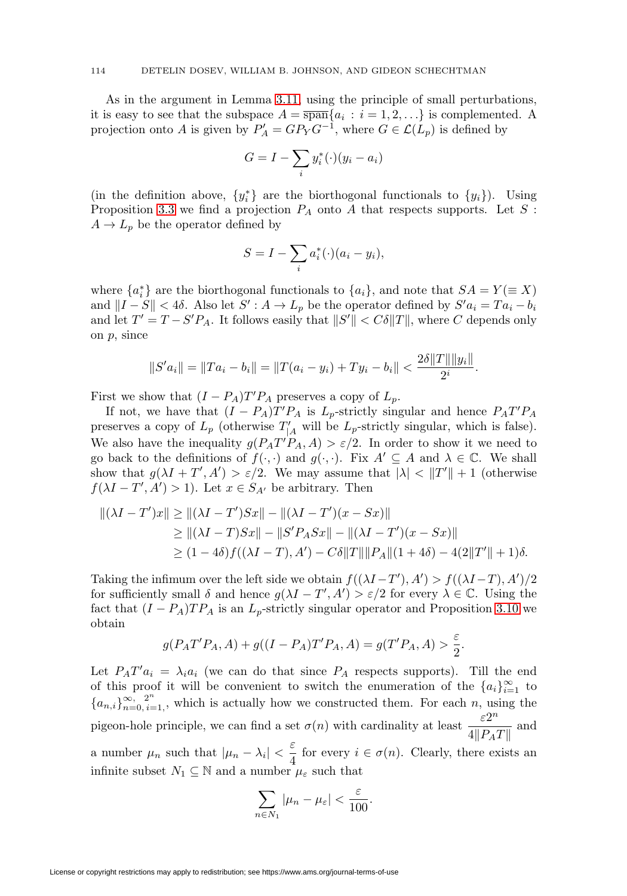As in the argument in Lemma 3.11, using the principle of small perturbations, it is easy to see that the subspace $A = \overline{\text{span}}\{a_i : i = 1, 2, \ldots\}$ is complemented. A projection onto $A$ is given by $P_A' = GP_Y G^{-1}$, where $G \in \mathcal{L}(L_p)$ is defined by

$$G = I - \sum_i y_i^*(\cdot)(y_i - a_i)$$

(in the definition above, $\{y_i^*\}$ are the biorthogonal functionals to $\{y_i\}$). Using Proposition 3.3 we find a projection $P_A$ onto $A$ that respects supports. Let $S : A \to L_p$ be the operator defined by

$$S = I - \sum_i a_i^*(\cdot)(a_i - y_i),$$

where $\{a_i^*\}$ are the biorthogonal functionals to $\{a_i\}$, and note that $SA = Y (\equiv X)$ and $\|I - S\| < 4\delta$. Also let $S' : A \to L_p$ be the operator defined by $S' a_i = T a_i - b_i$ and let $T' = T - S' P_A$. It follows easily that $\|S'\| < C\delta\|T\|$, where $C$ depends only on $p$, since

$$\|S' a_i\| = \|T a_i - b_i\| = \|T(a_i - y_i) + T y_i - b_i\| < \frac{2\delta\|T\|\|y_i\|}{2^i}.$$

First we show that $(I - P_A)T' P_A$ preserves a copy of $L_p$.

If not, we have that $(I - P_A)T' P_A$ is $L_p$-strictly singular and hence $P_A T' P_A$ preserves a copy of $L_p$ (otherwise $T'_{|A}$ will be $L_p$-strictly singular, which is false). We also have the inequality $g(P_A T' P_A, A) > \varepsilon/2$. In order to show it we need to go back to the definitions of $f(\cdot,\cdot)$ and $g(\cdot,\cdot)$. Fix $A' \subseteq A$ and $\lambda \in \mathbb{C}$. We shall show that $g(\lambda I + T', A') > \varepsilon/2$. We may assume that $|\lambda| < \|T'\| + 1$ (otherwise $f(\lambda I - T', A') > 1$). Let $x \in S_{A'}$ be arbitrary. Then

$$\begin{aligned}
\|(\lambda I - T')x\| &\geq \|(\lambda I - T')Sx\| - \|(\lambda I - T')(x - Sx)\| \\
&\geq \|(\lambda I - T)Sx\| - \|S' P_A Sx\| - \|(\lambda I - T')(x - Sx)\| \\
&\geq (1 - 4\delta) f((\lambda I - T), A') - C\delta\|T\|\|P_A\|(1 + 4\delta) - 4(2\|T'\| + 1)\delta.
\end{aligned}$$

Taking the infimum over the left side we obtain $f((\lambda I - T'), A') > f((\lambda I - T), A')/2$ for sufficiently small $\delta$ and hence $g(\lambda I - T', A') > \varepsilon/2$ for every $\lambda \in \mathbb{C}$. Using the fact that $(I - P_A)TP_A$ is an $L_p$-strictly singular operator and Proposition 3.10 we obtain

$$g(P_A T' P_A, A) + g((I - P_A)T' P_A, A) = g(T' P_A, A) > \frac{\varepsilon}{2}.$$

Let $P_A T' a_i = \lambda_i a_i$ (we can do that since $P_A$ respects supports). Till the end of this proof it will be convenient to switch the enumeration of the $\{a_i\}_{i=1}^\infty$ to $\{a_{n,i}\}_{n=0,\, i=1}^{\infty,\, 2^n}$, which is actually how we constructed them. For each $n$, using the pigeon-hole principle, we can find a set $\sigma(n)$ with cardinality at least $\dfrac{\varepsilon 2^n}{4\|P_A T\|}$ and a number $\mu_n$ such that $|\mu_n - \lambda_i| < \dfrac{\varepsilon}{4}$ for every $i \in \sigma(n)$. Clearly, there exists an infinite subset $N_1 \subseteq \mathbb{N}$ and a number $\mu_\varepsilon$ such that

$$\sum_{n \in N_1} |\mu_n - \mu_\varepsilon| < \frac{\varepsilon}{100}.$$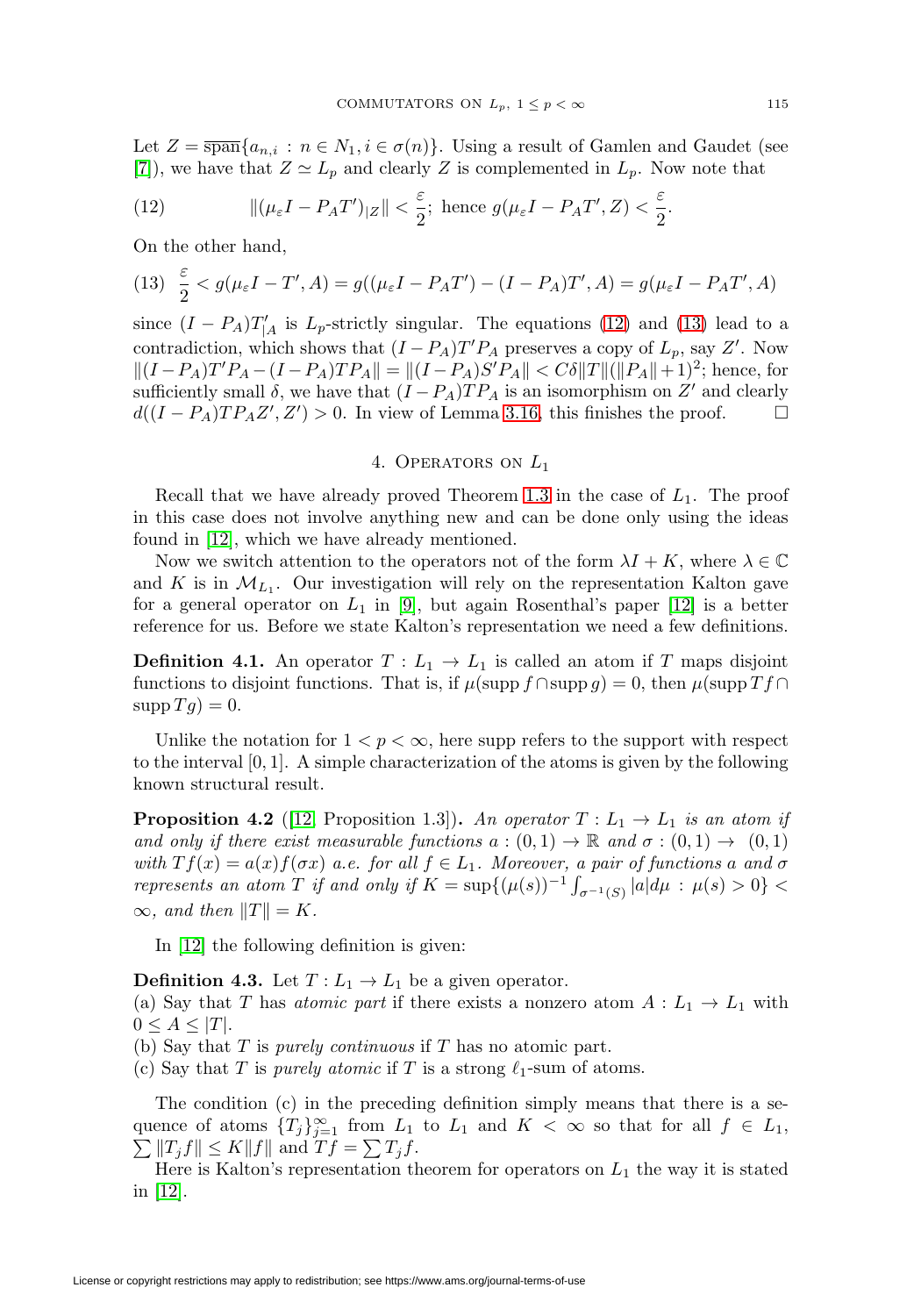Let $Z = \overline{\operatorname{span}}\{a_{n,i} : n \in N_1, i \in \sigma(n)\}$. Using a result of Gamlen and Gaudet (see [7]), we have that $Z \simeq L_p$ and clearly $Z$ is complemented in $L_p$. Now note that

$$\|(\mu_\varepsilon I - P_A T')_{|Z}\| < \frac{\varepsilon}{2}; \text{ hence } g(\mu_\varepsilon I - P_A T', Z) < \frac{\varepsilon}{2}. \tag{12}$$

On the other hand,

$$\frac{\varepsilon}{2} < g(\mu_\varepsilon I - T', A) = g((\mu_\varepsilon I - P_A T') - (I - P_A)T', A) = g(\mu_\varepsilon I - P_A T', A) \tag{13}$$

since $(I - P_A)T'_{|A}$ is $L_p$-strictly singular. The equations (12) and (13) lead to a contradiction, which shows that $(I - P_A)T'P_A$ preserves a copy of $L_p$, say $Z'$. Now $\|(I - P_A)T'P_A - (I - P_A)TP_A\| = \|(I - P_A)S'P_A\| < C\delta\|T\|(\|P_A\| + 1)^2$; hence, for sufficiently small $\delta$, we have that $(I - P_A)TP_A$ is an isomorphism on $Z'$ and clearly $d((I - P_A)TP_A Z', Z') > 0$. In view of Lemma 3.16, this finishes the proof. $\square$

## 4. Operators on $L_1$

Recall that we have already proved Theorem 1.3 in the case of $L_1$. The proof in this case does not involve anything new and can be done only using the ideas found in [12], which we have already mentioned.

Now we switch attention to the operators not of the form $\lambda I + K$, where $\lambda \in \mathbb{C}$ and $K$ is in $\mathcal{M}_{L_1}$. Our investigation will rely on the representation Kalton gave for a general operator on $L_1$ in [9], but again Rosenthal's paper [12] is a better reference for us. Before we state Kalton's representation we need a few definitions.

**Definition 4.1.** An operator $T : L_1 \to L_1$ is called an atom if $T$ maps disjoint functions to disjoint functions. That is, if $\mu(\operatorname{supp} f \cap \operatorname{supp} g) = 0$, then $\mu(\operatorname{supp} Tf \cap \operatorname{supp} Tg) = 0$.

Unlike the notation for $1 < p < \infty$, here supp refers to the support with respect to the interval $[0, 1]$. A simple characterization of the atoms is given by the following known structural result.

**Proposition 4.2** ([12, Proposition 1.3]). *An operator $T : L_1 \to L_1$ is an atom if and only if there exist measurable functions $a : (0, 1) \to \mathbb{R}$ and $\sigma : (0, 1) \to (0, 1)$ with $Tf(x) = a(x)f(\sigma x)$ a.e. for all $f \in L_1$. Moreover, a pair of functions $a$ and $\sigma$ represents an atom $T$ if and only if $K = \sup\{(\mu(s))^{-1} \int_{\sigma^{-1}(S)} |a| d\mu : \mu(s) > 0\} < \infty$, and then $\|T\| = K$.*

In [12] the following definition is given:

**Definition 4.3.** Let $T : L_1 \to L_1$ be a given operator.
(a) Say that $T$ has *atomic part* if there exists a nonzero atom $A : L_1 \to L_1$ with $0 \leq A \leq |T|$.
(b) Say that $T$ is *purely continuous* if $T$ has no atomic part.
(c) Say that $T$ is *purely atomic* if $T$ is a strong $\ell_1$-sum of atoms.

The condition (c) in the preceding definition simply means that there is a sequence of atoms $\{T_j\}_{j=1}^{\infty}$ from $L_1$ to $L_1$ and $K < \infty$ so that for all $f \in L_1$, $\sum \|T_j f\| \leq K\|f\|$ and $Tf = \sum T_j f$.

Here is Kalton's representation theorem for operators on $L_1$ the way it is stated in [12].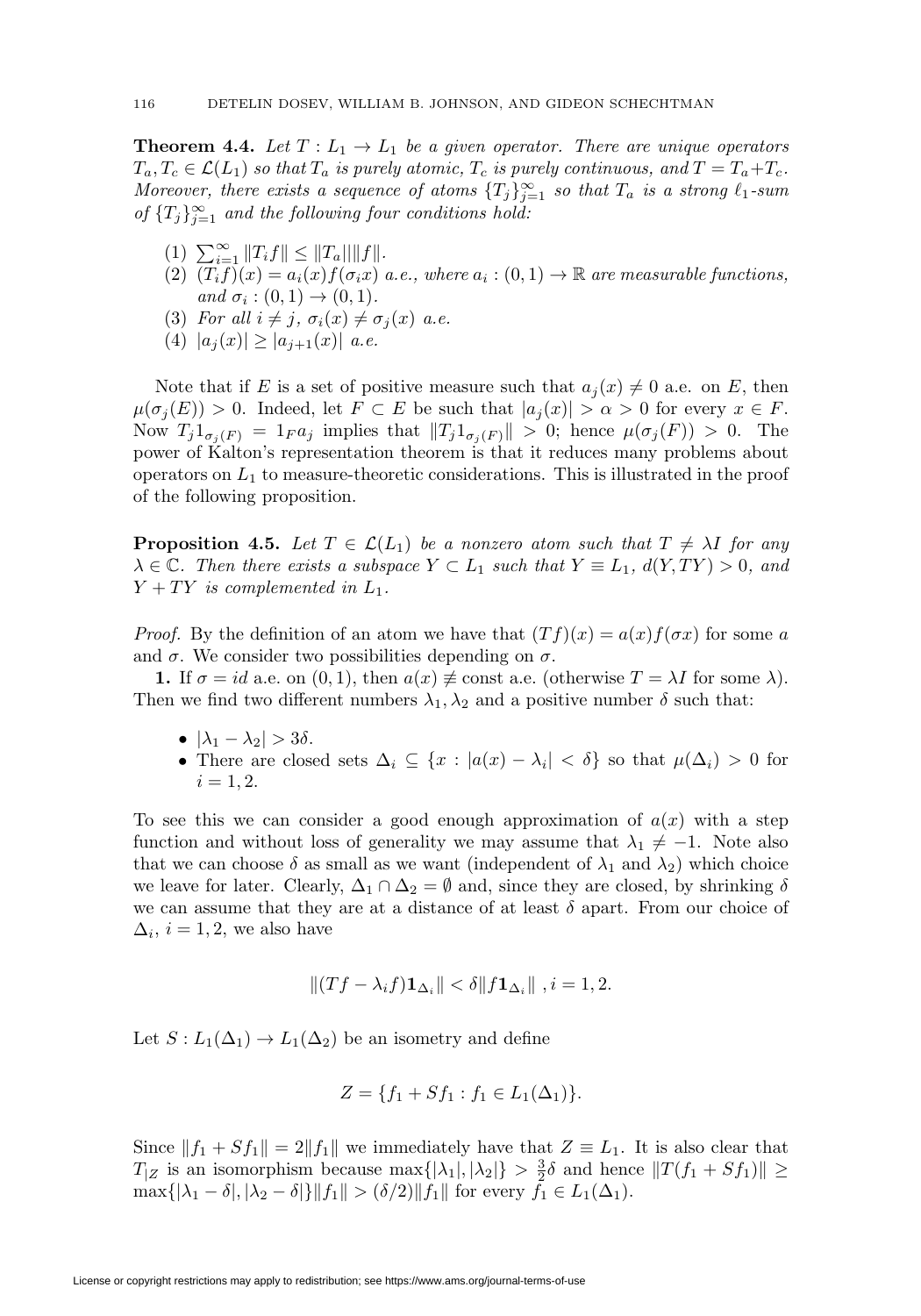**Theorem 4.4.** *Let $T : L_1 \to L_1$ be a given operator. There are unique operators $T_a, T_c \in \mathcal{L}(L_1)$ so that $T_a$ is purely atomic, $T_c$ is purely continuous, and $T = T_a + T_c$. Moreover, there exists a sequence of atoms $\{T_j\}_{j=1}^\infty$ so that $T_a$ is a strong $\ell_1$-sum of $\{T_j\}_{j=1}^\infty$ and the following four conditions hold:*

1. $\sum_{i=1}^\infty \|T_i f\| \leq \|T_a\| \|f\|$.
2. $(T_i f)(x) = a_i(x) f(\sigma_i x)$ *a.e., where $a_i : (0,1) \to \mathbb{R}$ are measurable functions, and $\sigma_i : (0,1) \to (0,1)$.*
3. *For all $i \neq j$, $\sigma_i(x) \neq \sigma_j(x)$ a.e.*
4. $|a_j(x)| \geq |a_{j+1}(x)|$ *a.e.*

Note that if $E$ is a set of positive measure such that $a_j(x) \neq 0$ a.e. on $E$, then $\mu(\sigma_j(E)) > 0$. Indeed, let $F \subset E$ be such that $|a_j(x)| > \alpha > 0$ for every $x \in F$. Now $T_j 1_{\sigma_j(F)} = 1_F a_j$ implies that $\|T_j 1_{\sigma_j(F)}\| > 0$; hence $\mu(\sigma_j(F)) > 0$. The power of Kalton's representation theorem is that it reduces many problems about operators on $L_1$ to measure-theoretic considerations. This is illustrated in the proof of the following proposition.

**Proposition 4.5.** *Let $T \in \mathcal{L}(L_1)$ be a nonzero atom such that $T \neq \lambda I$ for any $\lambda \in \mathbb{C}$. Then there exists a subspace $Y \subset L_1$ such that $Y \equiv L_1$, $d(Y, TY) > 0$, and $Y + TY$ is complemented in $L_1$.*

*Proof.* By the definition of an atom we have that $(Tf)(x) = a(x) f(\sigma x)$ for some $a$ and $\sigma$. We consider two possibilities depending on $\sigma$.

**1.** If $\sigma = id$ a.e. on $(0,1)$, then $a(x) \not\equiv \text{const}$ a.e. (otherwise $T = \lambda I$ for some $\lambda$). Then we find two different numbers $\lambda_1, \lambda_2$ and a positive number $\delta$ such that:

- $|\lambda_1 - \lambda_2| > 3\delta$.
- There are closed sets $\Delta_i \subseteq \{x : |a(x) - \lambda_i| < \delta\}$ so that $\mu(\Delta_i) > 0$ for $i = 1, 2$.

To see this we can consider a good enough approximation of $a(x)$ with a step function and without loss of generality we may assume that $\lambda_1 \neq -1$. Note also that we can choose $\delta$ as small as we want (independent of $\lambda_1$ and $\lambda_2$) which choice we leave for later. Clearly, $\Delta_1 \cap \Delta_2 = \emptyset$ and, since they are closed, by shrinking $\delta$ we can assume that they are at a distance of at least $\delta$ apart. From our choice of $\Delta_i$, $i = 1, 2$, we also have

$$\|(Tf - \lambda_i f)\mathbf{1}_{\Delta_i}\| < \delta \|f \mathbf{1}_{\Delta_i}\| \ , i = 1, 2.$$

Let $S : L_1(\Delta_1) \to L_1(\Delta_2)$ be an isometry and define

$$Z = \{f_1 + S f_1 : f_1 \in L_1(\Delta_1)\}.$$

Since $\|f_1 + S f_1\| = 2\|f_1\|$ we immediately have that $Z \equiv L_1$. It is also clear that $T_{|Z}$ is an isomorphism because $\max\{|\lambda_1|, |\lambda_2|\} > \frac{3}{2}\delta$ and hence $\|T(f_1 + S f_1)\| \geq \max\{|\lambda_1 - \delta|, |\lambda_2 - \delta|\} \|f_1\| > (\delta/2)\|f_1\|$ for every $f_1 \in L_1(\Delta_1)$.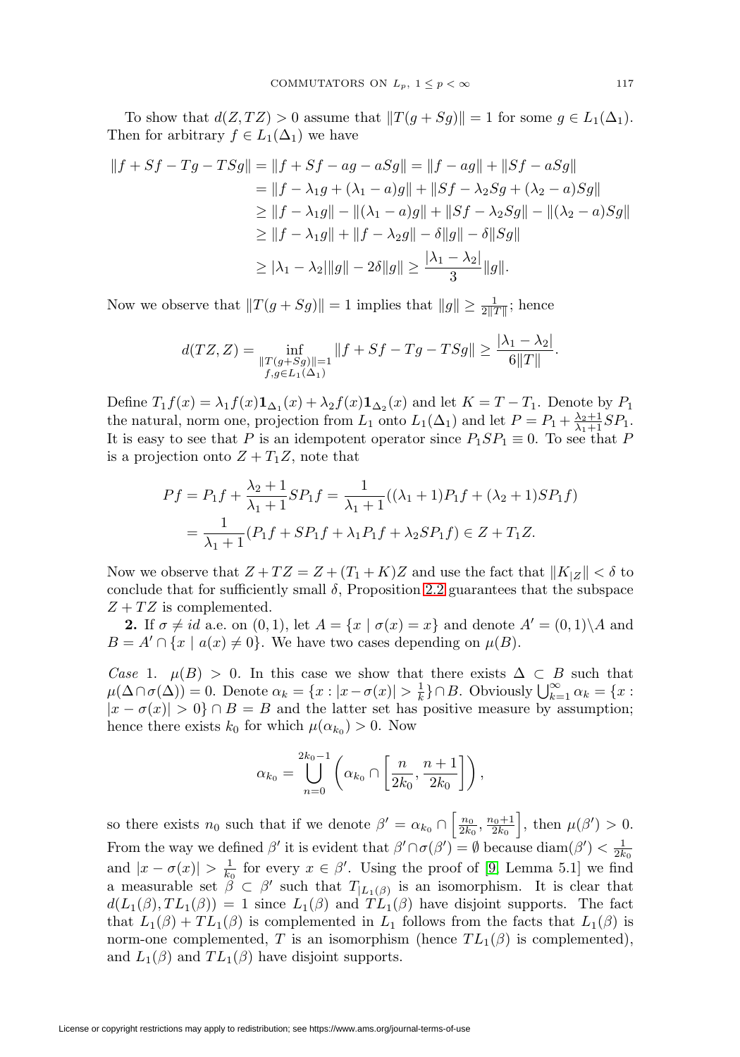To show that $d(Z, TZ) > 0$ assume that $\|T(g + Sg)\| = 1$ for some $g \in L_1(\Delta_1)$. Then for arbitrary $f \in L_1(\Delta_1)$ we have

$$
\begin{aligned}
\|f + Sf - Tg - TSg\| &= \|f + Sf - ag - aSg\| = \|f - ag\| + \|Sf - aSg\| \\
&= \|f - \lambda_1 g + (\lambda_1 - a)g\| + \|Sf - \lambda_2 Sg + (\lambda_2 - a)Sg\| \\
&\geq \|f - \lambda_1 g\| - \|(\lambda_1 - a)g\| + \|Sf - \lambda_2 Sg\| - \|(\lambda_2 - a)Sg\| \\
&\geq \|f - \lambda_1 g\| + \|f - \lambda_2 g\| - \delta\|g\| - \delta\|Sg\| \\
&\geq |\lambda_1 - \lambda_2|\|g\| - 2\delta\|g\| \geq \frac{|\lambda_1 - \lambda_2|}{3}\|g\|.
\end{aligned}
$$

Now we observe that $\|T(g + Sg)\| = 1$ implies that $\|g\| \geq \frac{1}{2\|T\|}$; hence

$$
d(TZ, Z) = \inf_{\substack{\|T(g+Sg)\|=1 \\ f,g \in L_1(\Delta_1)}} \|f + Sf - Tg - TSg\| \geq \frac{|\lambda_1 - \lambda_2|}{6\|T\|}.
$$

Define $T_1 f(x) = \lambda_1 f(x)\mathbf{1}_{\Delta_1}(x) + \lambda_2 f(x)\mathbf{1}_{\Delta_2}(x)$ and let $K = T - T_1$. Denote by $P_1$ the natural, norm one, projection from $L_1$ onto $L_1(\Delta_1)$ and let $P = P_1 + \frac{\lambda_2+1}{\lambda_1+1}SP_1$. It is easy to see that $P$ is an idempotent operator since $P_1 S P_1 \equiv 0$. To see that $P$ is a projection onto $Z + T_1 Z$, note that

$$
\begin{aligned}
Pf = P_1 f + \frac{\lambda_2 + 1}{\lambda_1 + 1} SP_1 f &= \frac{1}{\lambda_1 + 1}((\lambda_1 + 1)P_1 f + (\lambda_2 + 1)SP_1 f) \\
&= \frac{1}{\lambda_1 + 1}(P_1 f + SP_1 f + \lambda_1 P_1 f + \lambda_2 SP_1 f) \in Z + T_1 Z.
\end{aligned}
$$

Now we observe that $Z + TZ = Z + (T_1 + K)Z$ and use the fact that $\|K_{|Z}\| < \delta$ to conclude that for sufficiently small $\delta$, Proposition 2.2 guarantees that the subspace $Z + TZ$ is complemented.

**2.** If $\sigma \neq id$ a.e. on $(0,1)$, let $A = \{x \mid \sigma(x) = x\}$ and denote $A' = (0,1)\backslash A$ and $B = A' \cap \{x \mid a(x) \neq 0\}$. We have two cases depending on $\mu(B)$.

*Case* 1. $\mu(B) > 0$. In this case we show that there exists $\Delta \subset B$ such that $\mu(\Delta \cap \sigma(\Delta)) = 0$. Denote $\alpha_k = \{x : |x - \sigma(x)| > \frac{1}{k}\} \cap B$. Obviously $\bigcup_{k=1}^{\infty} \alpha_k = \{x : |x - \sigma(x)| > 0\} \cap B = B$ and the latter set has positive measure by assumption; hence there exists $k_0$ for which $\mu(\alpha_{k_0}) > 0$. Now

$$
\alpha_{k_0} = \bigcup_{n=0}^{2k_0 - 1} \left( \alpha_{k_0} \cap \left[ \frac{n}{2k_0}, \frac{n+1}{2k_0} \right] \right),
$$

so there exists $n_0$ such that if we denote $\beta' = \alpha_{k_0} \cap \left[ \frac{n_0}{2k_0}, \frac{n_0+1}{2k_0} \right]$, then $\mu(\beta') > 0$. From the way we defined $\beta'$ it is evident that $\beta' \cap \sigma(\beta') = \emptyset$ because $\operatorname{diam}(\beta') < \frac{1}{2k_0}$ and $|x - \sigma(x)| > \frac{1}{k_0}$ for every $x \in \beta'$. Using the proof of [9, Lemma 5.1] we find a measurable set $\beta \subset \beta'$ such that $T_{|L_1(\beta)}$ is an isomorphism. It is clear that $d(L_1(\beta), TL_1(\beta)) = 1$ since $L_1(\beta)$ and $TL_1(\beta)$ have disjoint supports. The fact that $L_1(\beta) + TL_1(\beta)$ is complemented in $L_1$ follows from the facts that $L_1(\beta)$ is norm-one complemented, $T$ is an isomorphism (hence $TL_1(\beta)$ is complemented), and $L_1(\beta)$ and $TL_1(\beta)$ have disjoint supports.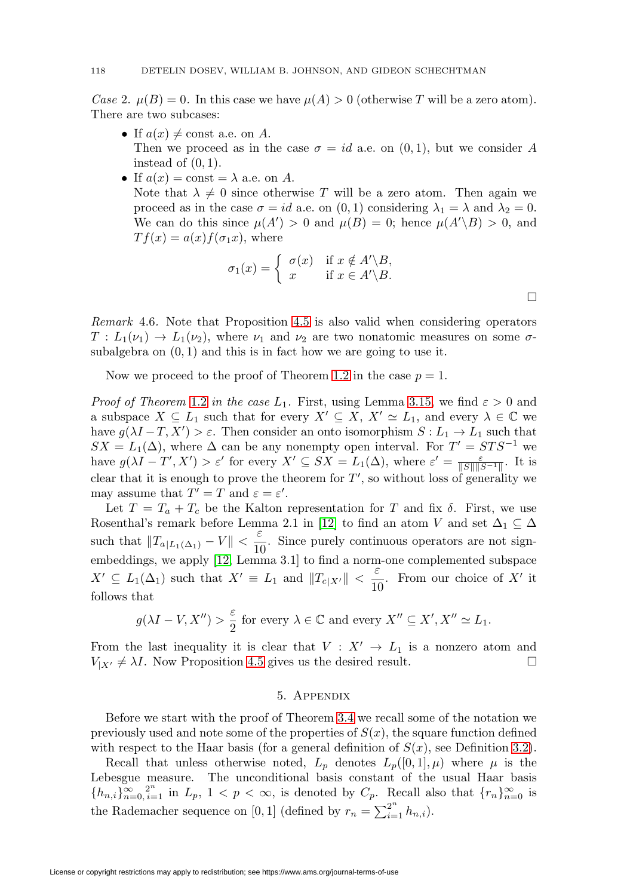*Case* 2. $\mu(B) = 0$. In this case we have $\mu(A) > 0$ (otherwise $T$ will be a zero atom). There are two subcases:

- If $a(x) \neq$ const a.e. on $A$.
  Then we proceed as in the case $\sigma = id$ a.e. on $(0, 1)$, but we consider $A$ instead of $(0, 1)$.
- If $a(x) =$ const $= \lambda$ a.e. on $A$.
  Note that $\lambda \neq 0$ since otherwise $T$ will be a zero atom. Then again we proceed as in the case $\sigma = id$ a.e. on $(0, 1)$ considering $\lambda_1 = \lambda$ and $\lambda_2 = 0$. We can do this since $\mu(A') > 0$ and $\mu(B) = 0$; hence $\mu(A' \backslash B) > 0$, and $Tf(x) = a(x)f(\sigma_1 x)$, where

$$\sigma_1(x) = \begin{cases} \sigma(x) & \text{if } x \notin A' \backslash B, \\ x & \text{if } x \in A' \backslash B. \end{cases}$$

□

*Remark* 4.6. Note that Proposition 4.5 is also valid when considering operators $T : L_1(\nu_1) \to L_1(\nu_2)$, where $\nu_1$ and $\nu_2$ are two nonatomic measures on some $\sigma$-subalgebra on $(0, 1)$ and this is in fact how we are going to use it.

Now we proceed to the proof of Theorem 1.2 in the case $p = 1$.

*Proof of Theorem* 1.2 *in the case* $L_1$. First, using Lemma 3.15, we find $\varepsilon > 0$ and a subspace $X \subseteq L_1$ such that for every $X' \subseteq X$, $X' \simeq L_1$, and every $\lambda \in \mathbb{C}$ we have $g(\lambda I - T, X') > \varepsilon$. Then consider an onto isomorphism $S : L_1 \to L_1$ such that $SX = L_1(\Delta)$, where $\Delta$ can be any nonempty open interval. For $T' = STS^{-1}$ we have $g(\lambda I - T', X') > \varepsilon'$ for every $X' \subseteq SX = L_1(\Delta)$, where $\varepsilon' = \frac{\varepsilon}{\|S\|\|S^{-1}\|}$. It is clear that it is enough to prove the theorem for $T'$, so without loss of generality we may assume that $T' = T$ and $\varepsilon = \varepsilon'$.

Let $T = T_a + T_c$ be the Kalton representation for $T$ and fix $\delta$. First, we use Rosenthal's remark before Lemma 2.1 in [12] to find an atom $V$ and set $\Delta_1 \subseteq \Delta$ such that $\|T_{a|L_1(\Delta_1)} - V\| < \frac{\varepsilon}{10}$. Since purely continuous operators are not sign-embeddings, we apply [12, Lemma 3.1] to find a norm-one complemented subspace $X' \subseteq L_1(\Delta_1)$ such that $X' \equiv L_1$ and $\|T_{c|X'}\| < \frac{\varepsilon}{10}$. From our choice of $X'$ it follows that

$$g(\lambda I - V, X'') > \frac{\varepsilon}{2} \text{ for every } \lambda \in \mathbb{C} \text{ and every } X'' \subseteq X', X'' \simeq L_1.$$

From the last inequality it is clear that $V : X' \to L_1$ is a nonzero atom and $V_{|X'} \neq \lambda I$. Now Proposition 4.5 gives us the desired result. □

## 5. Appendix

Before we start with the proof of Theorem 3.4 we recall some of the notation we previously used and note some of the properties of $S(x)$, the square function defined with respect to the Haar basis (for a general definition of $S(x)$, see Definition 3.2).

Recall that unless otherwise noted, $L_p$ denotes $L_p([0, 1], \mu)$ where $\mu$ is the Lebesgue measure. The unconditional basis constant of the usual Haar basis $\{h_{n,i}\}_{n=0,\, i=1}^{\infty,\, 2^n}$ in $L_p$, $1 < p < \infty$, is denoted by $C_p$. Recall also that $\{r_n\}_{n=0}^{\infty}$ is the Rademacher sequence on $[0, 1]$ (defined by $r_n = \sum_{i=1}^{2^n} h_{n,i}$).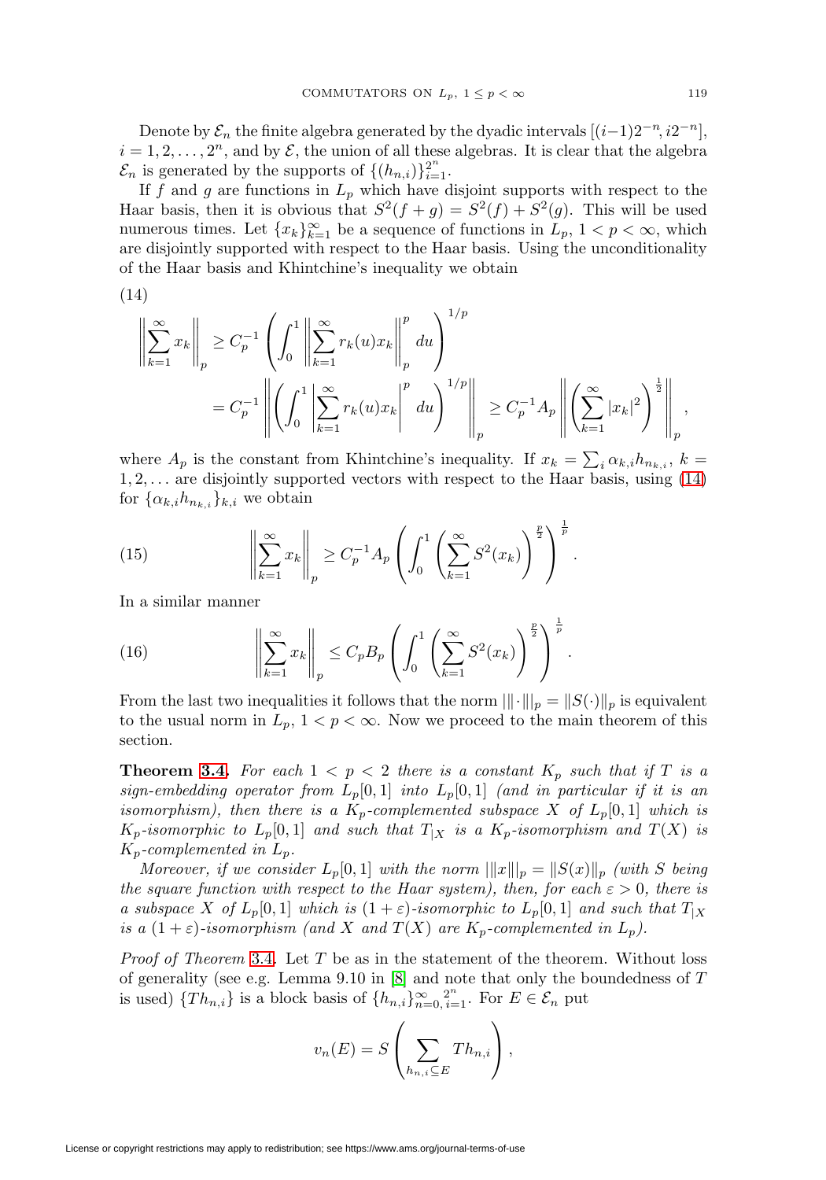Denote by $\mathcal{E}_n$ the finite algebra generated by the dyadic intervals $[(i-1)2^{-n}, i2^{-n}]$, $i = 1, 2, \dots, 2^n$, and by $\mathcal{E}$, the union of all these algebras. It is clear that the algebra $\mathcal{E}_n$ is generated by the supports of $\{(h_{n,i})\}_{i=1}^{2^n}$.

If $f$ and $g$ are functions in $L_p$ which have disjoint supports with respect to the Haar basis, then it is obvious that $S^2(f+g) = S^2(f) + S^2(g)$. This will be used numerous times. Let $\{x_k\}_{k=1}^{\infty}$ be a sequence of functions in $L_p$, $1 < p < \infty$, which are disjointly supported with respect to the Haar basis. Using the unconditionality of the Haar basis and Khintchine's inequality we obtain

(14)

$$\begin{aligned}\left\|\sum_{k=1}^{\infty} x_k\right\|_p &\geq C_p^{-1}\left(\int_0^1 \left\|\sum_{k=1}^{\infty} r_k(u)x_k\right\|_p^p du\right)^{1/p} \\ &= C_p^{-1}\left\|\left(\int_0^1 \left|\sum_{k=1}^{\infty} r_k(u)x_k\right|^p du\right)^{1/p}\right\|_p \geq C_p^{-1}A_p\left\|\left(\sum_{k=1}^{\infty}|x_k|^2\right)^{\frac{1}{2}}\right\|_p,\end{aligned}$$

where $A_p$ is the constant from Khintchine's inequality. If $x_k = \sum_i \alpha_{k,i}h_{n_{k,i}}$, $k = 1, 2, \dots$ are disjointly supported vectors with respect to the Haar basis, using (14) for $\{\alpha_{k,i}h_{n_{k,i}}\}_{k,i}$ we obtain

$$\left\|\sum_{k=1}^{\infty} x_k\right\|_p \geq C_p^{-1}A_p\left(\int_0^1\left(\sum_{k=1}^{\infty} S^2(x_k)\right)^{\frac{p}{2}}\right)^{\frac{1}{p}}. \tag{15}$$

In a similar manner

$$\left\|\sum_{k=1}^{\infty} x_k\right\|_p \leq C_pB_p\left(\int_0^1\left(\sum_{k=1}^{\infty} S^2(x_k)\right)^{\frac{p}{2}}\right)^{\frac{1}{p}}. \tag{16}$$

From the last two inequalities it follows that the norm $|||\cdot|||_p = \|S(\cdot)\|_p$ is equivalent to the usual norm in $L_p$, $1 < p < \infty$. Now we proceed to the main theorem of this section.

**Theorem 3.4.** *For each $1 < p < 2$ there is a constant $K_p$ such that if $T$ is a sign-embedding operator from $L_p[0,1]$ into $L_p[0,1]$ (and in particular if it is an isomorphism), then there is a $K_p$-complemented subspace $X$ of $L_p[0,1]$ which is $K_p$-isomorphic to $L_p[0,1]$ and such that $T_{|X}$ is a $K_p$-isomorphism and $T(X)$ is $K_p$-complemented in $L_p$.*

*Moreover, if we consider $L_p[0,1]$ with the norm $|||x|||_p = \|S(x)\|_p$ (with $S$ being the square function with respect to the Haar system), then, for each $\varepsilon > 0$, there is a subspace $X$ of $L_p[0,1]$ which is $(1+\varepsilon)$-isomorphic to $L_p[0,1]$ and such that $T_{|X}$ is a $(1+\varepsilon)$-isomorphism (and $X$ and $T(X)$ are $K_p$-complemented in $L_p$).*

*Proof of Theorem* 3.4. Let $T$ be as in the statement of the theorem. Without loss of generality (see e.g. Lemma 9.10 in [8] and note that only the boundedness of $T$ is used) $\{Th_{n,i}\}$ is a block basis of $\{h_{n,i}\}_{n=0,\,i=1}^{\infty,\;2^n}$. For $E \in \mathcal{E}_n$ put

$$v_n(E) = S\left(\sum_{h_{n,i}\subseteq E} Th_{n,i}\right),$$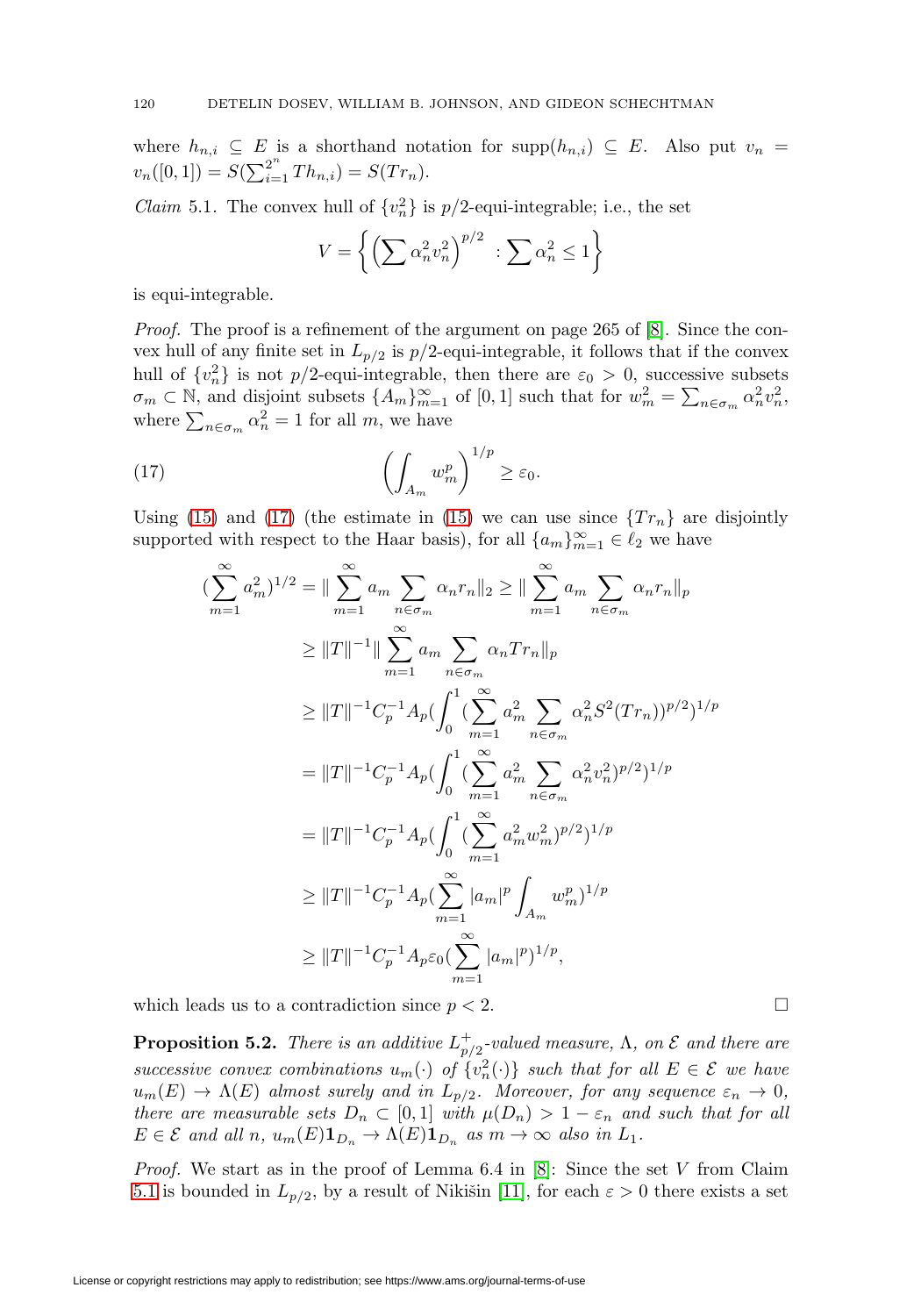where $h_{n,i} \subseteq E$ is a shorthand notation for $\text{supp}(h_{n,i}) \subseteq E$. Also put $v_n = v_n([0,1]) = S(\sum_{i=1}^{2^n} Th_{n,i}) = S(Tr_n)$.

*Claim* 5.1. The convex hull of $\{v_n^2\}$ is $p/2$-equi-integrable; i.e., the set

$$V = \left\{ \left( \sum \alpha_n^2 v_n^2 \right)^{p/2} \ : \sum \alpha_n^2 \leq 1 \right\}$$

is equi-integrable.

*Proof.* The proof is a refinement of the argument on page 265 of [8]. Since the convex hull of any finite set in $L_{p/2}$ is $p/2$-equi-integrable, it follows that if the convex hull of $\{v_n^2\}$ is not $p/2$-equi-integrable, then there are $\varepsilon_0 > 0$, successive subsets $\sigma_m \subset \mathbb{N}$, and disjoint subsets $\{A_m\}_{m=1}^{\infty}$ of $[0,1]$ such that for $w_m^2 = \sum_{n \in \sigma_m} \alpha_n^2 v_n^2$, where $\sum_{n \in \sigma_m} \alpha_n^2 = 1$ for all $m$, we have

$$\left( \int_{A_m} w_m^p \right)^{1/p} \geq \varepsilon_0. \tag{17}$$

Using (15) and (17) (the estimate in (15) we can use since $\{Tr_n\}$ are disjointly supported with respect to the Haar basis), for all $\{a_m\}_{m=1}^{\infty} \in \ell_2$ we have

$$\begin{aligned}
(\sum_{m=1}^{\infty} a_m^2)^{1/2} &= \| \sum_{m=1}^{\infty} a_m \sum_{n \in \sigma_m} \alpha_n r_n \|_2 \geq \| \sum_{m=1}^{\infty} a_m \sum_{n \in \sigma_m} \alpha_n r_n \|_p \\
&\geq \|T\|^{-1} \| \sum_{m=1}^{\infty} a_m \sum_{n \in \sigma_m} \alpha_n Tr_n \|_p \\
&\geq \|T\|^{-1} C_p^{-1} A_p (\int_0^1 (\sum_{m=1}^{\infty} a_m^2 \sum_{n \in \sigma_m} \alpha_n^2 S^2(Tr_n))^{p/2})^{1/p} \\
&= \|T\|^{-1} C_p^{-1} A_p (\int_0^1 (\sum_{m=1}^{\infty} a_m^2 \sum_{n \in \sigma_m} \alpha_n^2 v_n^2)^{p/2})^{1/p} \\
&= \|T\|^{-1} C_p^{-1} A_p (\int_0^1 (\sum_{m=1}^{\infty} a_m^2 w_m^2)^{p/2})^{1/p} \\
&\geq \|T\|^{-1} C_p^{-1} A_p (\sum_{m=1}^{\infty} |a_m|^p \int_{A_m} w_m^p)^{1/p} \\
&\geq \|T\|^{-1} C_p^{-1} A_p \varepsilon_0 (\sum_{m=1}^{\infty} |a_m|^p)^{1/p},
\end{aligned}$$

which leads us to a contradiction since $p < 2$. $\square$

**Proposition 5.2.** *There is an additive $L_{p/2}^+$-valued measure, $\Lambda$, on $\mathcal{E}$ and there are successive convex combinations $u_m(\cdot)$ of $\{v_n^2(\cdot)\}$ such that for all $E \in \mathcal{E}$ we have $u_m(E) \to \Lambda(E)$ almost surely and in $L_{p/2}$. Moreover, for any sequence $\varepsilon_n \to 0$, there are measurable sets $D_n \subset [0,1]$ with $\mu(D_n) > 1 - \varepsilon_n$ and such that for all $E \in \mathcal{E}$ and all $n$, $u_m(E)\mathbf{1}_{D_n} \to \Lambda(E)\mathbf{1}_{D_n}$ as $m \to \infty$ also in $L_1$.*

*Proof.* We start as in the proof of Lemma 6.4 in [8]: Since the set $V$ from Claim 5.1 is bounded in $L_{p/2}$, by a result of Nikišin [11], for each $\varepsilon > 0$ there exists a set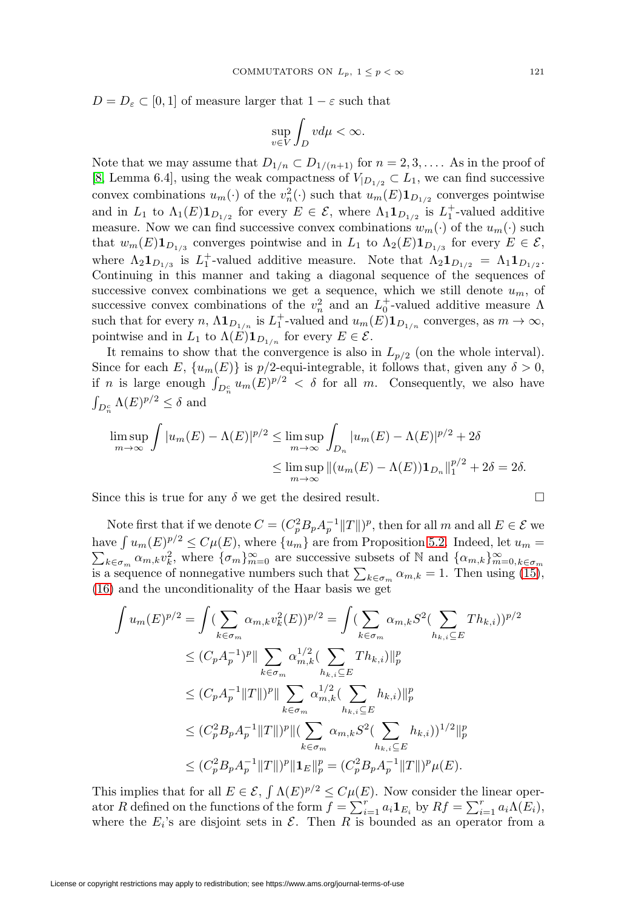$D = D_\varepsilon \subset [0,1]$ of measure larger that $1-\varepsilon$ such that

$$\sup_{v\in V}\int_D v d\mu < \infty.$$

Note that we may assume that $D_{1/n} \subset D_{1/(n+1)}$ for $n = 2, 3, \ldots$. As in the proof of [8, Lemma 6.4], using the weak compactness of $V_{|D_{1/2}} \subset L_1$, we can find successive convex combinations $u_m(\cdot)$ of the $v_n^2(\cdot)$ such that $u_m(E)\mathbf{1}_{D_{1/2}}$ converges pointwise and in $L_1$ to $\Lambda_1(E)\mathbf{1}_{D_{1/2}}$ for every $E \in \mathcal{E}$, where $\Lambda_1\mathbf{1}_{D_{1/2}}$ is $L_1^+$-valued additive measure. Now we can find successive convex combinations $w_m(\cdot)$ of the $u_m(\cdot)$ such that $w_m(E)\mathbf{1}_{D_{1/3}}$ converges pointwise and in $L_1$ to $\Lambda_2(E)\mathbf{1}_{D_{1/3}}$ for every $E \in \mathcal{E}$, where $\Lambda_2\mathbf{1}_{D_{1/3}}$ is $L_1^+$-valued additive measure. Note that $\Lambda_2\mathbf{1}_{D_{1/2}} = \Lambda_1\mathbf{1}_{D_{1/2}}$. Continuing in this manner and taking a diagonal sequence of the sequences of successive convex combinations we get a sequence, which we still denote $u_m$, of successive convex combinations of the $v_n^2$ and an $L_0^+$-valued additive measure $\Lambda$ such that for every $n$, $\Lambda\mathbf{1}_{D_{1/n}}$ is $L_1^+$-valued and $u_m(E)\mathbf{1}_{D_{1/n}}$ converges, as $m \to \infty$, pointwise and in $L_1$ to $\Lambda(E)\mathbf{1}_{D_{1/n}}$ for every $E \in \mathcal{E}$.

It remains to show that the convergence is also in $L_{p/2}$ (on the whole interval). Since for each $E$, $\{u_m(E)\}$ is $p/2$-equi-integrable, it follows that, given any $\delta > 0$, if $n$ is large enough $\int_{D_n^c} u_m(E)^{p/2} < \delta$ for all $m$. Consequently, we also have $\int_{D_n^c} \Lambda(E)^{p/2} \le \delta$ and

$$\begin{aligned}
\limsup_{m\to\infty}\int |u_m(E) - \Lambda(E)|^{p/2} &\le \limsup_{m\to\infty}\int_{D_n} |u_m(E) - \Lambda(E)|^{p/2} + 2\delta \\
&\le \limsup_{m\to\infty} \|(u_m(E) - \Lambda(E))\mathbf{1}_{D_n}\|_1^{p/2} + 2\delta = 2\delta.
\end{aligned}$$

Since this is true for any $\delta$ we get the desired result. $\square$

Note first that if we denote $C = (C_p^2 B_p A_p^{-1}\|T\|)^p$, then for all $m$ and all $E \in \mathcal{E}$ we have $\int u_m(E)^{p/2} \le C\mu(E)$, where $\{u_m\}$ are from Proposition 5.2. Indeed, let $u_m = \sum_{k\in\sigma_m}\alpha_{m,k}v_k^2$, where $\{\sigma_m\}_{m=0}^\infty$ are successive subsets of $\mathbb{N}$ and $\{\alpha_{m,k}\}_{m=0,k\in\sigma_m}^\infty$ is a sequence of nonnegative numbers such that $\sum_{k\in\sigma_m}\alpha_{m,k} = 1$. Then using (15), (16) and the unconditionality of the Haar basis we get

$$\begin{aligned}
\int u_m(E)^{p/2} &= \int (\sum_{k\in\sigma_m}\alpha_{m,k}v_k^2(E))^{p/2} = \int (\sum_{k\in\sigma_m}\alpha_{m,k}S^2(\sum_{h_{k,i}\subseteq E} Th_{k,i}))^{p/2} \\
&\le (C_p A_p^{-1})^p \|\sum_{k\in\sigma_m}\alpha_{m,k}^{1/2}(\sum_{h_{k,i}\subseteq E} Th_{k,i})\|_p^p \\
&\le (C_p A_p^{-1}\|T\|)^p \|\sum_{k\in\sigma_m}\alpha_{m,k}^{1/2}(\sum_{h_{k,i}\subseteq E} h_{k,i})\|_p^p \\
&\le (C_p^2 B_p A_p^{-1}\|T\|)^p \|(\sum_{k\in\sigma_m}\alpha_{m,k}S^2(\sum_{h_{k,i}\subseteq E} h_{k,i}))^{1/2}\|_p^p \\
&\le (C_p^2 B_p A_p^{-1}\|T\|)^p \|\mathbf{1}_E\|_p^p = (C_p^2 B_p A_p^{-1}\|T\|)^p \mu(E).
\end{aligned}$$

This implies that for all $E \in \mathcal{E}$, $\int \Lambda(E)^{p/2} \le C\mu(E)$. Now consider the linear operator $R$ defined on the functions of the form $f = \sum_{i=1}^r a_i\mathbf{1}_{E_i}$ by $Rf = \sum_{i=1}^r a_i\Lambda(E_i)$, where the $E_i$'s are disjoint sets in $\mathcal{E}$. Then $R$ is bounded as an operator from a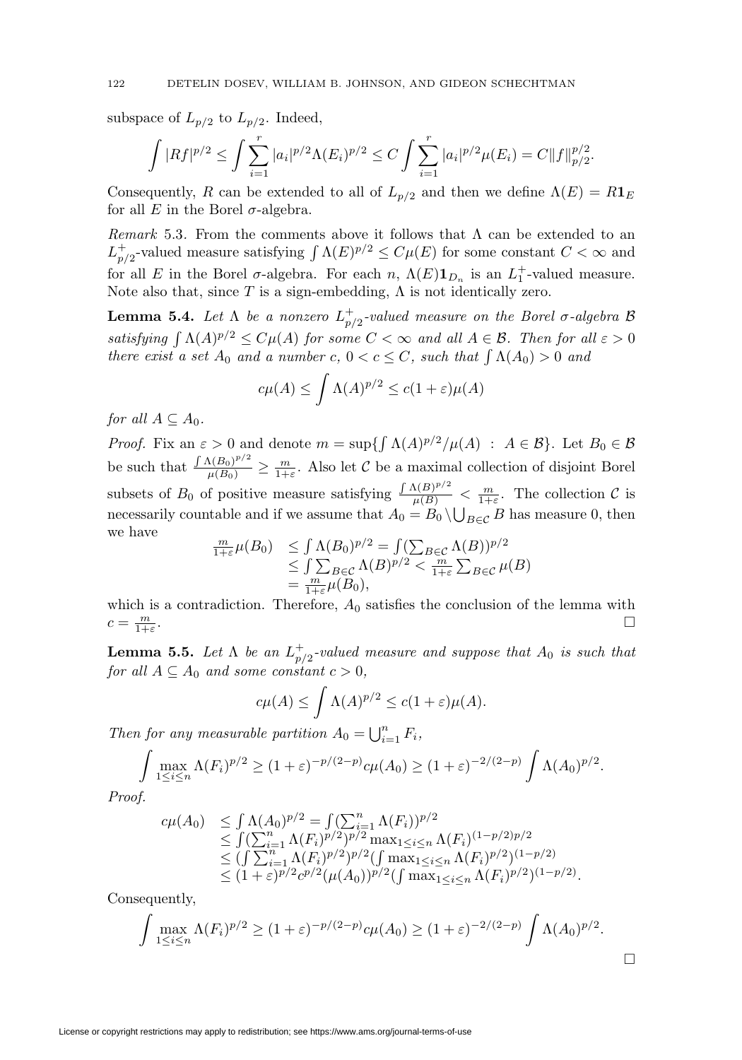subspace of $L_{p/2}$ to $L_{p/2}$. Indeed,

$$\int |Rf|^{p/2} \le \int \sum_{i=1}^{r} |a_i|^{p/2} \Lambda(E_i)^{p/2} \le C \int \sum_{i=1}^{r} |a_i|^{p/2} \mu(E_i) = C\|f\|_{p/2}^{p/2}.$$

Consequently, $R$ can be extended to all of $L_{p/2}$ and then we define $\Lambda(E) = R\mathbf{1}_E$ for all $E$ in the Borel $\sigma$-algebra.

*Remark* 5.3. From the comments above it follows that $\Lambda$ can be extended to an $L_{p/2}^{+}$-valued measure satisfying $\int \Lambda(E)^{p/2} \le C\mu(E)$ for some constant $C < \infty$ and for all $E$ in the Borel $\sigma$-algebra. For each $n$, $\Lambda(E)\mathbf{1}_{D_n}$ is an $L_1^{+}$-valued measure. Note also that, since $T$ is a sign-embedding, $\Lambda$ is not identically zero.

**Lemma 5.4.** *Let $\Lambda$ be a nonzero $L_{p/2}^{+}$-valued measure on the Borel $\sigma$-algebra $\mathcal{B}$ satisfying $\int \Lambda(A)^{p/2} \le C\mu(A)$ for some $C < \infty$ and all $A \in \mathcal{B}$. Then for all $\varepsilon > 0$ there exist a set $A_0$ and a number $c$, $0 < c \le C$, such that $\int \Lambda(A_0) > 0$ and*

$$c\mu(A) \le \int \Lambda(A)^{p/2} \le c(1+\varepsilon)\mu(A)$$

*for all $A \subseteq A_0$.*

*Proof.* Fix an $\varepsilon > 0$ and denote $m = \sup\{\int \Lambda(A)^{p/2}/\mu(A) \ : \ A \in \mathcal{B}\}$. Let $B_0 \in \mathcal{B}$ be such that $\frac{\int \Lambda(B_0)^{p/2}}{\mu(B_0)} \ge \frac{m}{1+\varepsilon}$. Also let $\mathcal{C}$ be a maximal collection of disjoint Borel subsets of $B_0$ of positive measure satisfying $\frac{\int \Lambda(B)^{p/2}}{\mu(B)} < \frac{m}{1+\varepsilon}$. The collection $\mathcal{C}$ is necessarily countable and if we assume that $A_0 = B_0 \setminus \bigcup_{B \in \mathcal{C}} B$ has measure 0, then we have

$$\begin{aligned}
\tfrac{m}{1+\varepsilon}\mu(B_0) &\le \int \Lambda(B_0)^{p/2} = \int (\textstyle\sum_{B\in\mathcal{C}} \Lambda(B))^{p/2} \\
&\le \int \textstyle\sum_{B\in\mathcal{C}} \Lambda(B)^{p/2} < \frac{m}{1+\varepsilon} \sum_{B\in\mathcal{C}} \mu(B) \\
&= \tfrac{m}{1+\varepsilon}\mu(B_0),
\end{aligned}$$

which is a contradiction. Therefore, $A_0$ satisfies the conclusion of the lemma with $c = \frac{m}{1+\varepsilon}$. $\square$

**Lemma 5.5.** *Let $\Lambda$ be an $L_{p/2}^{+}$-valued measure and suppose that $A_0$ is such that for all $A \subseteq A_0$ and some constant $c > 0$,*

$$c\mu(A) \le \int \Lambda(A)^{p/2} \le c(1+\varepsilon)\mu(A).$$

*Then for any measurable partition $A_0 = \bigcup_{i=1}^{n} F_i$,*

$$\int \max_{1\le i\le n} \Lambda(F_i)^{p/2} \ge (1+\varepsilon)^{-p/(2-p)} c\mu(A_0) \ge (1+\varepsilon)^{-2/(2-p)} \int \Lambda(A_0)^{p/2}.$$

*Proof.*

$$\begin{aligned}
c\mu(A_0) &\le \int \Lambda(A_0)^{p/2} = \int (\textstyle\sum_{i=1}^{n} \Lambda(F_i))^{p/2} \\
&\le \int (\textstyle\sum_{i=1}^{n} \Lambda(F_i)^{p/2})^{p/2} \max_{1\le i\le n} \Lambda(F_i)^{(1-p/2)p/2} \\
&\le (\int \textstyle\sum_{i=1}^{n} \Lambda(F_i)^{p/2})^{p/2} (\int \max_{1\le i\le n} \Lambda(F_i)^{p/2})^{(1-p/2)} \\
&\le (1+\varepsilon)^{p/2} c^{p/2} (\mu(A_0))^{p/2} (\int \max_{1\le i\le n} \Lambda(F_i)^{p/2})^{(1-p/2)}.
\end{aligned}$$

Consequently,

$$\int \max_{1\le i\le n} \Lambda(F_i)^{p/2} \ge (1+\varepsilon)^{-p/(2-p)} c\mu(A_0) \ge (1+\varepsilon)^{-2/(2-p)} \int \Lambda(A_0)^{p/2}.$$

$\square$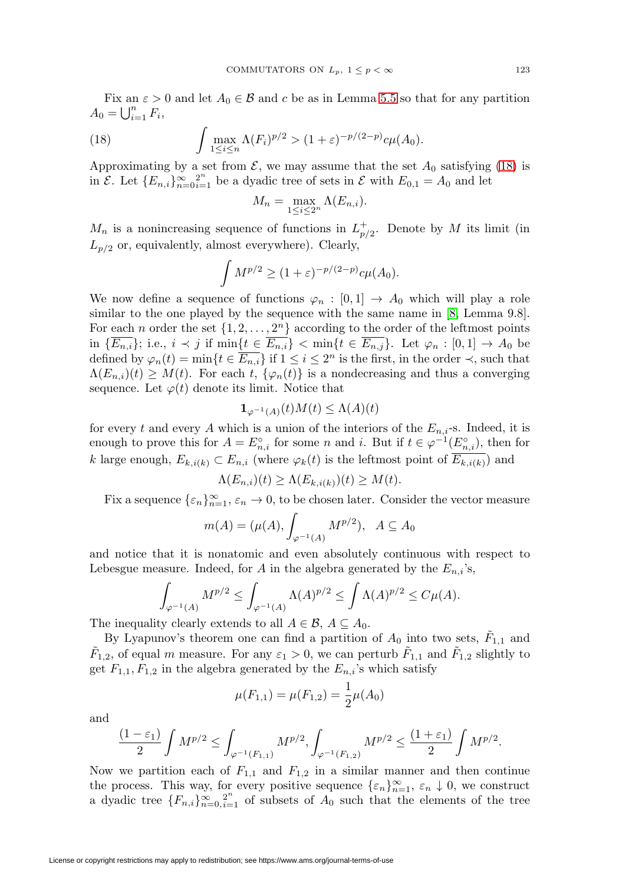Fix an $\varepsilon > 0$ and let $A_0 \in \mathcal{B}$ and $c$ be as in Lemma 5.5 so that for any partition $A_0 = \bigcup_{i=1}^n F_i$,

$$\int \max_{1\le i\le n} \Lambda(F_i)^{p/2} > (1+\varepsilon)^{-p/(2-p)} c\mu(A_0). \tag{18}$$

Approximating by a set from $\mathcal{E}$, we may assume that the set $A_0$ satisfying (18) is in $\mathcal{E}$. Let $\{E_{n,i}\}_{n=0}^{\infty}{}_{i=1}^{2^n}$ be a dyadic tree of sets in $\mathcal{E}$ with $E_{0,1} = A_0$ and let

$$M_n = \max_{1\le i\le 2^n} \Lambda(E_{n,i}).$$

$M_n$ is a nonincreasing sequence of functions in $L_{p/2}^+$. Denote by $M$ its limit (in $L_{p/2}$ or, equivalently, almost everywhere). Clearly,

$$\int M^{p/2} \ge (1+\varepsilon)^{-p/(2-p)} c\mu(A_0).$$

We now define a sequence of functions $\varphi_n : [0,1] \to A_0$ which will play a role similar to the one played by the sequence with the same name in [8, Lemma 9.8]. For each $n$ order the set $\{1, 2, \ldots, 2^n\}$ according to the order of the leftmost points in $\{\overline{E_{n,i}}\}$; i.e., $i \prec j$ if $\min\{t \in \overline{E_{n,i}}\} < \min\{t \in \overline{E_{n,j}}\}$. Let $\varphi_n : [0,1] \to A_0$ be defined by $\varphi_n(t) = \min\{t \in \overline{E_{n,i}}\}$ if $1 \le i \le 2^n$ is the first, in the order $\prec$, such that $\Lambda(E_{n,i})(t) \ge M(t)$. For each $t$, $\{\varphi_n(t)\}$ is a nondecreasing and thus a converging sequence. Let $\varphi(t)$ denote its limit. Notice that

$$\mathbf{1}_{\varphi^{-1}(A)}(t) M(t) \le \Lambda(A)(t)$$

for every $t$ and every $A$ which is a union of the interiors of the $E_{n,i}$-s. Indeed, it is enough to prove this for $A = E_{n,i}^{\circ}$ for some $n$ and $i$. But if $t \in \varphi^{-1}(E_{n,i}^{\circ})$, then for $k$ large enough, $E_{k,i(k)} \subset E_{n,i}$ (where $\varphi_k(t)$ is the leftmost point of $\overline{E_{k,i(k)}}$) and

$$\Lambda(E_{n,i})(t) \ge \Lambda(E_{k,i(k)})(t) \ge M(t).$$

Fix a sequence $\{\varepsilon_n\}_{n=1}^{\infty}$, $\varepsilon_n \to 0$, to be chosen later. Consider the vector measure

$$m(A) = (\mu(A), \int_{\varphi^{-1}(A)} M^{p/2}), \quad A \subseteq A_0$$

and notice that it is nonatomic and even absolutely continuous with respect to Lebesgue measure. Indeed, for $A$ in the algebra generated by the $E_{n,i}$'s,

$$\int_{\varphi^{-1}(A)} M^{p/2} \le \int_{\varphi^{-1}(A)} \Lambda(A)^{p/2} \le \int \Lambda(A)^{p/2} \le C\mu(A).$$

The inequality clearly extends to all $A \in \mathcal{B}$, $A \subseteq A_0$.

By Lyapunov's theorem one can find a partition of $A_0$ into two sets, $\tilde{F}_{1,1}$ and $\tilde{F}_{1,2}$, of equal $m$ measure. For any $\varepsilon_1 > 0$, we can perturb $\tilde{F}_{1,1}$ and $\tilde{F}_{1,2}$ slightly to get $F_{1,1}, F_{1,2}$ in the algebra generated by the $E_{n,i}$'s which satisfy

$$\mu(F_{1,1}) = \mu(F_{1,2}) = \frac{1}{2}\mu(A_0)$$

and

$$\frac{(1-\varepsilon_1)}{2} \int M^{p/2} \le \int_{\varphi^{-1}(F_{1,1})} M^{p/2}, \int_{\varphi^{-1}(F_{1,2})} M^{p/2} \le \frac{(1+\varepsilon_1)}{2} \int M^{p/2}.$$

Now we partition each of $F_{1,1}$ and $F_{1,2}$ in a similar manner and then continue the process. This way, for every positive sequence $\{\varepsilon_n\}_{n=1}^{\infty}$, $\varepsilon_n \downarrow 0$, we construct a dyadic tree $\{F_{n,i}\}_{n=0,}^{\infty}{}_{i=1}^{2^n}$ of subsets of $A_0$ such that the elements of the tree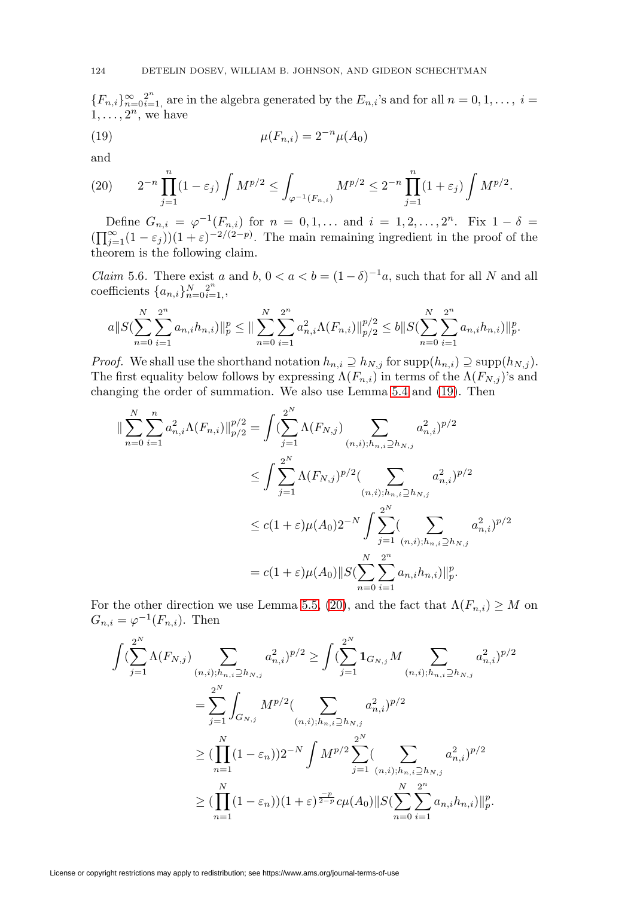$\{F_{n,i}\}_{n=0}^{\infty}{}_{i=1}^{2^n}$ are in the algebra generated by the $E_{n,i}$'s and for all $n = 0, 1, \dots,$ $i = 1, \dots, 2^n$, we have

$$\mu(F_{n,i}) = 2^{-n}\mu(A_0) \tag{19}$$

and

$$2^{-n}\prod_{j=1}^{n}(1-\varepsilon_j)\int M^{p/2} \le \int_{\varphi^{-1}(F_{n,i})} M^{p/2} \le 2^{-n}\prod_{j=1}^{n}(1+\varepsilon_j)\int M^{p/2}. \tag{20}$$

Define $G_{n,i} = \varphi^{-1}(F_{n,i})$ for $n = 0, 1, \dots$ and $i = 1, 2, \dots, 2^n$. Fix $1 - \delta = (\prod_{j=1}^{\infty}(1-\varepsilon_j))(1+\varepsilon)^{-2/(2-p)}$. The main remaining ingredient in the proof of the theorem is the following claim.

*Claim* 5.6. There exist $a$ and $b$, $0 < a < b = (1-\delta)^{-1}a$, such that for all $N$ and all coefficients $\{a_{n,i}\}_{n=0}^{N}{}_{i=1}^{2^n}$,

$$a\|S(\sum_{n=0}^{N}\sum_{i=1}^{2^n} a_{n,i}h_{n,i})\|_p^p \le \|\sum_{n=0}^{N}\sum_{i=1}^{2^n} a_{n,i}^2\Lambda(F_{n,i})\|_{p/2}^{p/2} \le b\|S(\sum_{n=0}^{N}\sum_{i=1}^{2^n} a_{n,i}h_{n,i})\|_p^p.$$

*Proof.* We shall use the shorthand notation $h_{n,i} \supseteq h_{N,j}$ for $\operatorname{supp}(h_{n,i}) \supseteq \operatorname{supp}(h_{N,j})$. The first equality below follows by expressing $\Lambda(F_{n,i})$ in terms of the $\Lambda(F_{N,j})$'s and changing the order of summation. We also use Lemma 5.4 and (19). Then

$$\begin{aligned}
\|\sum_{n=0}^{N}\sum_{i=1}^{n} a_{n,i}^2\Lambda(F_{n,i})\|_{p/2}^{p/2} &= \int (\sum_{j=1}^{2^N}\Lambda(F_{N,j})\sum_{(n,i);h_{n,i}\supseteq h_{N,j}} a_{n,i}^2)^{p/2} \\
&\le \int \sum_{j=1}^{2^N}\Lambda(F_{N,j})^{p/2}(\sum_{(n,i);h_{n,i}\supseteq h_{N,j}} a_{n,i}^2)^{p/2} \\
&\le c(1+\varepsilon)\mu(A_0)2^{-N}\int \sum_{j=1}^{2^N}(\sum_{(n,i);h_{n,i}\supseteq h_{N,j}} a_{n,i}^2)^{p/2} \\
&= c(1+\varepsilon)\mu(A_0)\|S(\sum_{n=0}^{N}\sum_{i=1}^{2^n} a_{n,i}h_{n,i})\|_p^p.
\end{aligned}$$

For the other direction we use Lemma 5.5, (20), and the fact that $\Lambda(F_{n,i}) \ge M$ on $G_{n,i} = \varphi^{-1}(F_{n,i})$. Then

$$\begin{aligned}
\int (\sum_{j=1}^{2^N}\Lambda(F_{N,j})\sum_{(n,i);h_{n,i}\supseteq h_{N,j}} a_{n,i}^2)^{p/2} &\ge \int (\sum_{j=1}^{2^N}\mathbf{1}_{G_{N,j}}M\sum_{(n,i);h_{n,i}\supseteq h_{N,j}} a_{n,i}^2)^{p/2} \\
&= \sum_{j=1}^{2^N}\int_{G_{N,j}} M^{p/2}(\sum_{(n,i);h_{n,i}\supseteq h_{N,j}} a_{n,i}^2)^{p/2} \\
&\ge (\prod_{n=1}^{N}(1-\varepsilon_n))2^{-N}\int M^{p/2}\sum_{j=1}^{2^N}(\sum_{(n,i);h_{n,i}\supseteq h_{N,j}} a_{n,i}^2)^{p/2} \\
&\ge (\prod_{n=1}^{N}(1-\varepsilon_n))(1+\varepsilon)^{\frac{-p}{2-p}}c\mu(A_0)\|S(\sum_{n=0}^{N}\sum_{i=1}^{2^n} a_{n,i}h_{n,i})\|_p^p.
\end{aligned}$$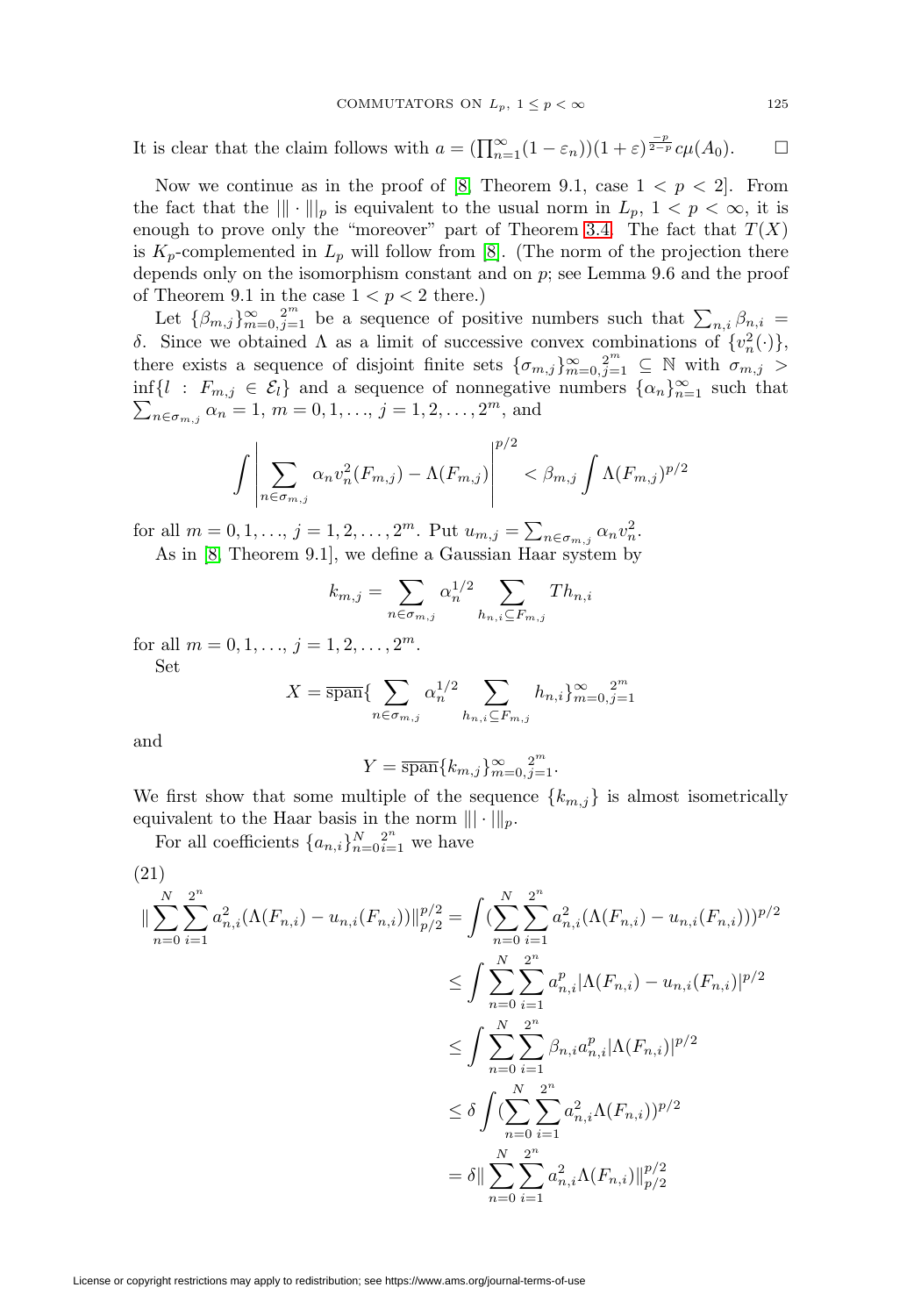It is clear that the claim follows with $a = (\prod_{n=1}^{\infty}(1-\varepsilon_n))(1+\varepsilon)^{\frac{-p}{2-p}} c\mu(A_0)$. $\square$

Now we continue as in the proof of [8, Theorem 9.1, case $1 < p < 2$]. From the fact that the $\||\cdot\||_p$ is equivalent to the usual norm in $L_p$, $1 < p < \infty$, it is enough to prove only the "moreover" part of Theorem 3.4. The fact that $T(X)$ is $K_p$-complemented in $L_p$ will follow from [8]. (The norm of the projection there depends only on the isomorphism constant and on $p$; see Lemma 9.6 and the proof of Theorem 9.1 in the case $1 < p < 2$ there.)

Let $\{\beta_{m,j}\}_{m=0,j=1}^{\infty\ \ 2^m}$ be a sequence of positive numbers such that $\sum_{n,i}\beta_{n,i} = \delta$. Since we obtained $\Lambda$ as a limit of successive convex combinations of $\{v_n^2(\cdot)\}$, there exists a sequence of disjoint finite sets $\{\sigma_{m,j}\}_{m=0,j=1}^{\infty\ \ 2^m} \subseteq \mathbb{N}$ with $\sigma_{m,j} > \inf\{l : F_{m,j} \in \mathcal{E}_l\}$ and a sequence of nonnegative numbers $\{\alpha_n\}_{n=1}^{\infty}$ such that $\sum_{n\in\sigma_{m,j}}\alpha_n = 1$, $m = 0, 1, \ldots, j = 1, 2, \ldots, 2^m$, and

$$\int \left| \sum_{n\in\sigma_{m,j}} \alpha_n v_n^2(F_{m,j}) - \Lambda(F_{m,j}) \right|^{p/2} < \beta_{m,j} \int \Lambda(F_{m,j})^{p/2}$$

for all $m = 0, 1, \ldots, j = 1, 2, \ldots, 2^m$. Put $u_{m,j} = \sum_{n\in\sigma_{m,j}}\alpha_n v_n^2$.

As in [8, Theorem 9.1], we define a Gaussian Haar system by

$$k_{m,j} = \sum_{n\in\sigma_{m,j}} \alpha_n^{1/2} \sum_{h_{n,i}\subseteq F_{m,j}} Th_{n,i}$$

for all $m = 0, 1, \ldots, j = 1, 2, \ldots, 2^m$.

Set

$$X = \overline{\operatorname{span}}\{\sum_{n\in\sigma_{m,j}} \alpha_n^{1/2} \sum_{h_{n,i}\subseteq F_{m,j}} h_{n,i}\}_{m=0,j=1}^{\infty\ \ 2^m}$$

and

$$Y = \overline{\operatorname{span}}\{k_{m,j}\}_{m=0,j=1}^{\infty\ \ 2^m}.$$

We first show that some multiple of the sequence $\{k_{m,j}\}$ is almost isometrically equivalent to the Haar basis in the norm $\||\cdot\||_p$.

For all coefficients $\{a_{n,i}\}_{n=0\,i=1}^{N\ \ 2^n}$ we have

$$\begin{aligned}
(21)\quad \|\sum_{n=0}^{N}\sum_{i=1}^{2^n} a_{n,i}^2(\Lambda(F_{n,i}) - u_{n,i}(F_{n,i}))\|_{p/2}^{p/2} &= \int (\sum_{n=0}^{N}\sum_{i=1}^{2^n} a_{n,i}^2(\Lambda(F_{n,i}) - u_{n,i}(F_{n,i})))^{p/2} \\
&\le \int \sum_{n=0}^{N}\sum_{i=1}^{2^n} a_{n,i}^p |\Lambda(F_{n,i}) - u_{n,i}(F_{n,i})|^{p/2} \\
&\le \int \sum_{n=0}^{N}\sum_{i=1}^{2^n} \beta_{n,i} a_{n,i}^p |\Lambda(F_{n,i})|^{p/2} \\
&\le \delta \int (\sum_{n=0}^{N}\sum_{i=1}^{2^n} a_{n,i}^2 \Lambda(F_{n,i}))^{p/2} \\
&= \delta \|\sum_{n=0}^{N}\sum_{i=1}^{2^n} a_{n,i}^2 \Lambda(F_{n,i})\|_{p/2}^{p/2}
\end{aligned}$$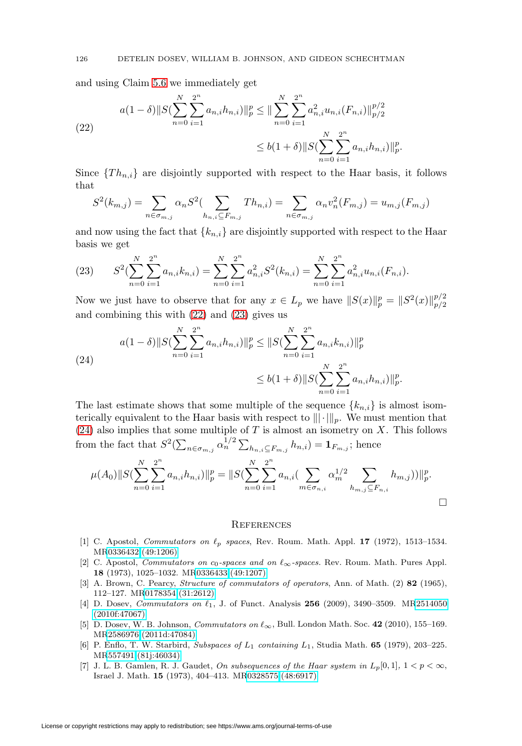and using Claim 5.6 we immediately get

$$
\begin{aligned}
a(1-\delta)\|S(\sum_{n=0}^{N}\sum_{i=1}^{2^n} a_{n,i}h_{n,i})\|_p^p &\le \|\sum_{n=0}^{N}\sum_{i=1}^{2^n} a_{n,i}^2 u_{n,i}(F_{n,i})\|_{p/2}^{p/2} \\
&\le b(1+\delta)\|S(\sum_{n=0}^{N}\sum_{i=1}^{2^n} a_{n,i}h_{n,i})\|_p^p.
\end{aligned} \tag{22}
$$

Since $\{Th_{n,i}\}$ are disjointly supported with respect to the Haar basis, it follows that

$$
S^2(k_{m,j}) = \sum_{n\in\sigma_{m,j}} \alpha_n S^2(\sum_{h_{n,i}\subseteq F_{m,j}} Th_{n,i}) = \sum_{n\in\sigma_{m,j}} \alpha_n v_n^2(F_{m,j}) = u_{m,j}(F_{m,j})
$$

and now using the fact that $\{k_{n,i}\}$ are disjointly supported with respect to the Haar basis we get

$$
S^2(\sum_{n=0}^{N}\sum_{i=1}^{2^n} a_{n,i}k_{n,i}) = \sum_{n=0}^{N}\sum_{i=1}^{2^n} a_{n,i}^2 S^2(k_{n,i}) = \sum_{n=0}^{N}\sum_{i=1}^{2^n} a_{n,i}^2 u_{n,i}(F_{n,i}). \tag{23}
$$

Now we just have to observe that for any $x \in L_p$ we have $\|S(x)\|_p^p = \|S^2(x)\|_{p/2}^{p/2}$ and combining this with (22) and (23) gives us

$$
\begin{aligned}
a(1-\delta)\|S(\sum_{n=0}^{N}\sum_{i=1}^{2^n} a_{n,i}h_{n,i})\|_p^p &\le \|S(\sum_{n=0}^{N}\sum_{i=1}^{2^n} a_{n,i}k_{n,i})\|_p^p \\
&\le b(1+\delta)\|S(\sum_{n=0}^{N}\sum_{i=1}^{2^n} a_{n,i}h_{n,i})\|_p^p.
\end{aligned} \tag{24}
$$

The last estimate shows that some multiple of the sequence $\{k_{n,i}\}$ is almost isomterically equivalent to the Haar basis with respect to $|||\cdot|||_p$. We must mention that (24) also implies that some multiple of $T$ is almost an isometry on $X$. This follows from the fact that $S^2(\sum_{n\in\sigma_{m,j}} \alpha_n^{1/2} \sum_{h_{n,i}\subseteq F_{m,j}} h_{n,i}) = \mathbf{1}_{F_{m,j}}$; hence

$$
\mu(A_0)\|S(\sum_{n=0}^{N}\sum_{i=1}^{2^n} a_{n,i}h_{n,i})\|_p^p = \|S(\sum_{n=0}^{N}\sum_{i=1}^{2^n} a_{n,i}(\sum_{m\in\sigma_{n,i}} \alpha_m^{1/2} \sum_{h_{m,j}\subseteq F_{n,i}} h_{m,j}))\|_p^p.
$$

□

## References

[1] C. Apostol, *Commutators on $\ell_p$ spaces*, Rev. Roum. Math. Appl. **17** (1972), 1513–1534. MR0336432 (49:1206)

[2] C. Apostol, *Commutators on $c_0$-spaces and on $\ell_\infty$-spaces.* Rev. Roum. Math. Pures Appl. **18** (1973), 1025–1032. MR0336433 (49:1207)

[3] A. Brown, C. Pearcy, *Structure of commutators of operators*, Ann. of Math. (2) **82** (1965), 112–127. MR0178354 (31:2612)

[4] D. Dosev, *Commutators on $\ell_1$*, J. of Funct. Analysis **256** (2009), 3490–3509. MR2514050 (2010f:47067)

[5] D. Dosev, W. B. Johnson, *Commutators on $\ell_\infty$*, Bull. London Math. Soc. **42** (2010), 155–169. MR2586976 (2011d:47084)

[6] P. Enflo, T. W. Starbird, *Subspaces of $L_1$ containing $L_1$*, Studia Math. **65** (1979), 203–225. MR557491 (81j:46034)

[7] J. L. B. Gamlen, R. J. Gaudet, *On subsequences of the Haar system in $L_p[0,1]$, $1<p<\infty$*, Israel J. Math. **15** (1973), 404–413. MR0328575 (48:6917)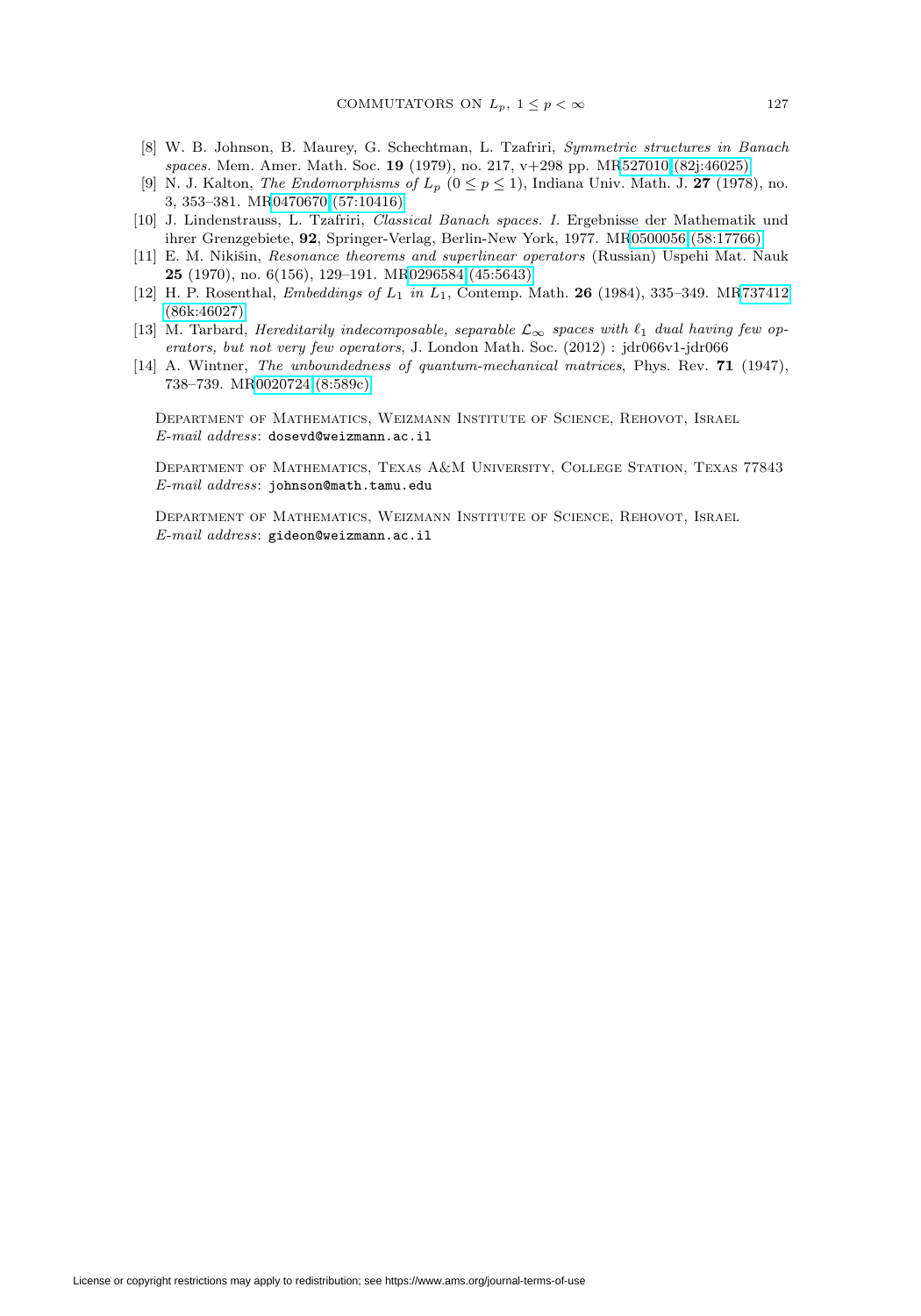[8] W. B. Johnson, B. Maurey, G. Schechtman, L. Tzafriri, *Symmetric structures in Banach spaces.* Mem. Amer. Math. Soc. **19** (1979), no. 217, v+298 pp. MR527010 (82j:46025)

[9] N. J. Kalton, *The Endomorphisms of $L_p$ $(0 \leq p \leq 1)$*, Indiana Univ. Math. J. **27** (1978), no. 3, 353–381. MR0470670 (57:10416)

[10] J. Lindenstrauss, L. Tzafriri, *Classical Banach spaces. I.* Ergebnisse der Mathematik und ihrer Grenzgebiete, **92**, Springer-Verlag, Berlin-New York, 1977. MR0500056 (58:17766)

[11] E. M. Nikišin, *Resonance theorems and superlinear operators* (Russian) Uspehi Mat. Nauk **25** (1970), no. 6(156), 129–191. MR0296584 (45:5643)

[12] H. P. Rosenthal, *Embeddings of $L_1$ in $L_1$*, Contemp. Math. **26** (1984), 335–349. MR737412 (86k:46027)

[13] M. Tarbard, *Hereditarily indecomposable, separable $\mathcal{L}_\infty$ spaces with $\ell_1$ dual having few operators, but not very few operators*, J. London Math. Soc. (2012) : jdr066v1-jdr066

[14] A. Wintner, *The unboundedness of quantum-mechanical matrices*, Phys. Rev. **71** (1947), 738–739. MR0020724 (8:589c)

Department of Mathematics, Weizmann Institute of Science, Rehovot, Israel
*E-mail address*: dosevd@weizmann.ac.il

Department of Mathematics, Texas A&M University, College Station, Texas 77843
*E-mail address*: johnson@math.tamu.edu

Department of Mathematics, Weizmann Institute of Science, Rehovot, Israel
*E-mail address*: gideon@weizmann.ac.il